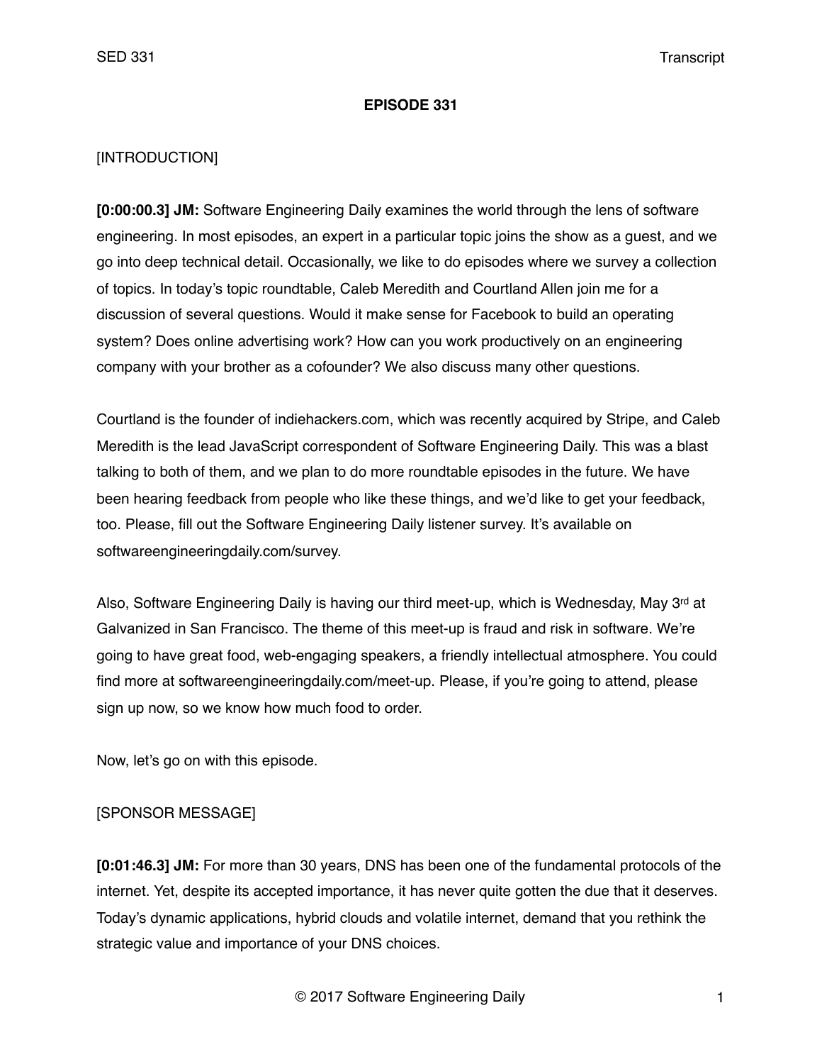# EPISODE 331

[INTRODUCTION]

**[0:00:00.3] JM:** Software Engineering Daily examines the world through the lens of software engineering. In most episodes, an expert in a particular topic joins the show as a guest, and we go into deep technical detail. Occasionally, we like to do episodes where we survey a collection of topics. In today's topic roundtable, Caleb Meredith and Courtland Allen join me for a discussion of several questions. Would it make sense for Facebook to build an operating system? Does online advertising work? How can you work productively on an engineering company with your brother as a cofounder? We also discuss many other questions.

Courtland is the founder of indiehackers.com, which was recently acquired by Stripe, and Caleb Meredith is the lead JavaScript correspondent of Software Engineering Daily. This was a blast talking to both of them, and we plan to do more roundtable episodes in the future. We have been hearing feedback from people who like these things, and we'd like to get your feedback, too. Please, fill out the Software Engineering Daily listener survey. It's available on softwareengineeringdaily.com/survey.

Also, Software Engineering Daily is having our third meet-up, which is Wednesday, May 3rd at Galvanized in San Francisco. The theme of this meet-up is fraud and risk in software. We're going to have great food, web-engaging speakers, a friendly intellectual atmosphere. You could find more at softwareengineeringdaily.com/meet-up. Please, if you're going to attend, please sign up now, so we know how much food to order.

Now, let's go on with this episode.

[SPONSOR MESSAGE]

**[0:01:46.3] JM:** For more than 30 years, DNS has been one of the fundamental protocols of the internet. Yet, despite its accepted importance, it has never quite gotten the due that it deserves. Today's dynamic applications, hybrid clouds and volatile internet, demand that you rethink the strategic value and importance of your DNS choices.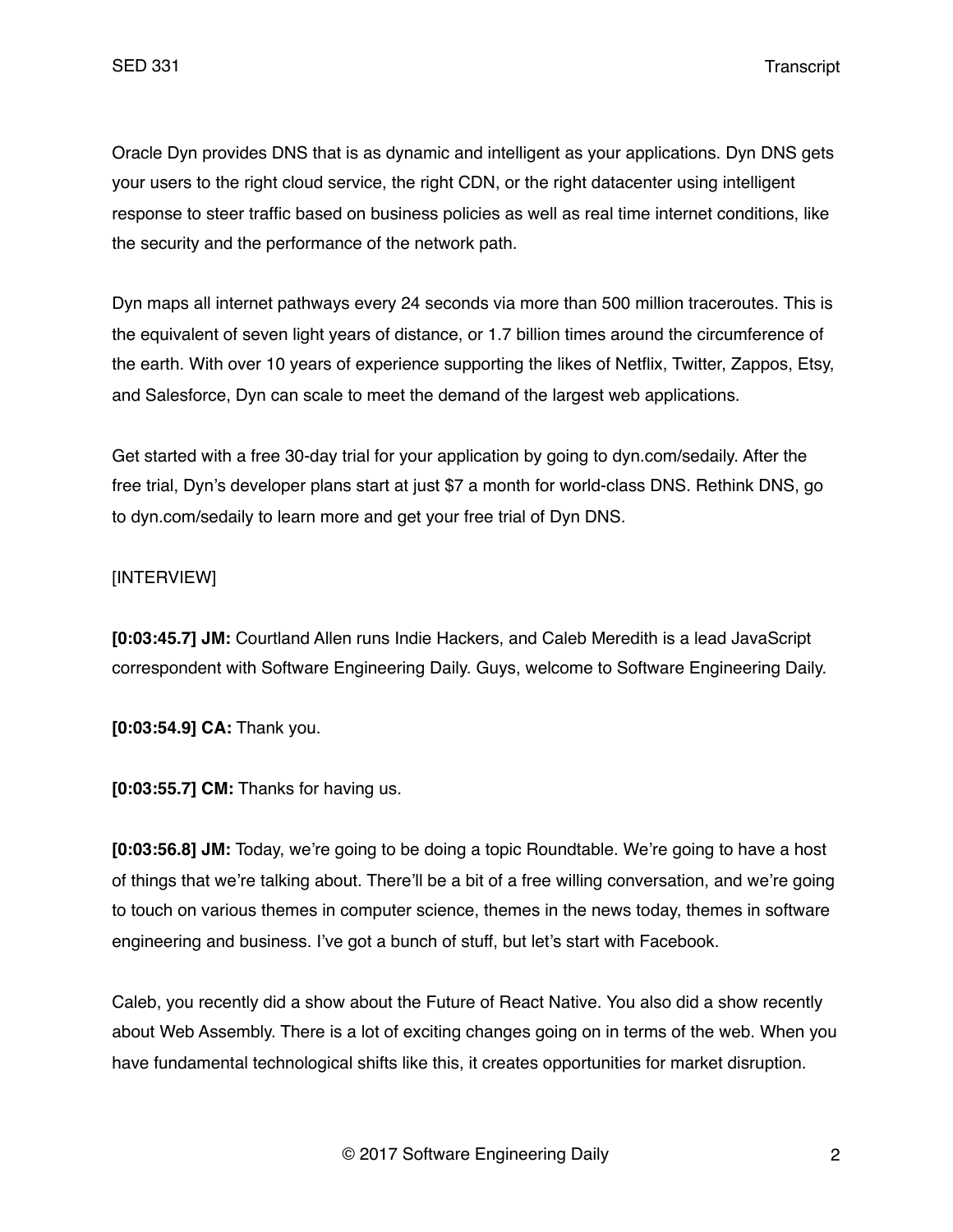Oracle Dyn provides DNS that is as dynamic and intelligent as your applications. Dyn DNS gets your users to the right cloud service, the right CDN, or the right datacenter using intelligent response to steer traffic based on business policies as well as real time internet conditions, like the security and the performance of the network path.

Dyn maps all internet pathways every 24 seconds via more than 500 million traceroutes. This is the equivalent of seven light years of distance, or 1.7 billion times around the circumference of the earth. With over 10 years of experience supporting the likes of Netflix, Twitter, Zappos, Etsy, and Salesforce, Dyn can scale to meet the demand of the largest web applications.

Get started with a free 30-day trial for your application by going to dyn.com/sedaily. After the free trial, Dyn's developer plans start at just $7 a month for world-class DNS. Rethink DNS, go to dyn.com/sedaily to learn more and get your free trial of Dyn DNS.

[INTERVIEW]

**[0:03:45.7] JM:** Courtland Allen runs Indie Hackers, and Caleb Meredith is a lead JavaScript correspondent with Software Engineering Daily. Guys, welcome to Software Engineering Daily.

**[0:03:54.9] CA:** Thank you.

**[0:03:55.7] CM:** Thanks for having us.

**[0:03:56.8] JM:** Today, we're going to be doing a topic Roundtable. We're going to have a host of things that we're talking about. There'll be a bit of a free willing conversation, and we're going to touch on various themes in computer science, themes in the news today, themes in software engineering and business. I've got a bunch of stuff, but let's start with Facebook.

Caleb, you recently did a show about the Future of React Native. You also did a show recently about Web Assembly. There is a lot of exciting changes going on in terms of the web. When you have fundamental technological shifts like this, it creates opportunities for market disruption.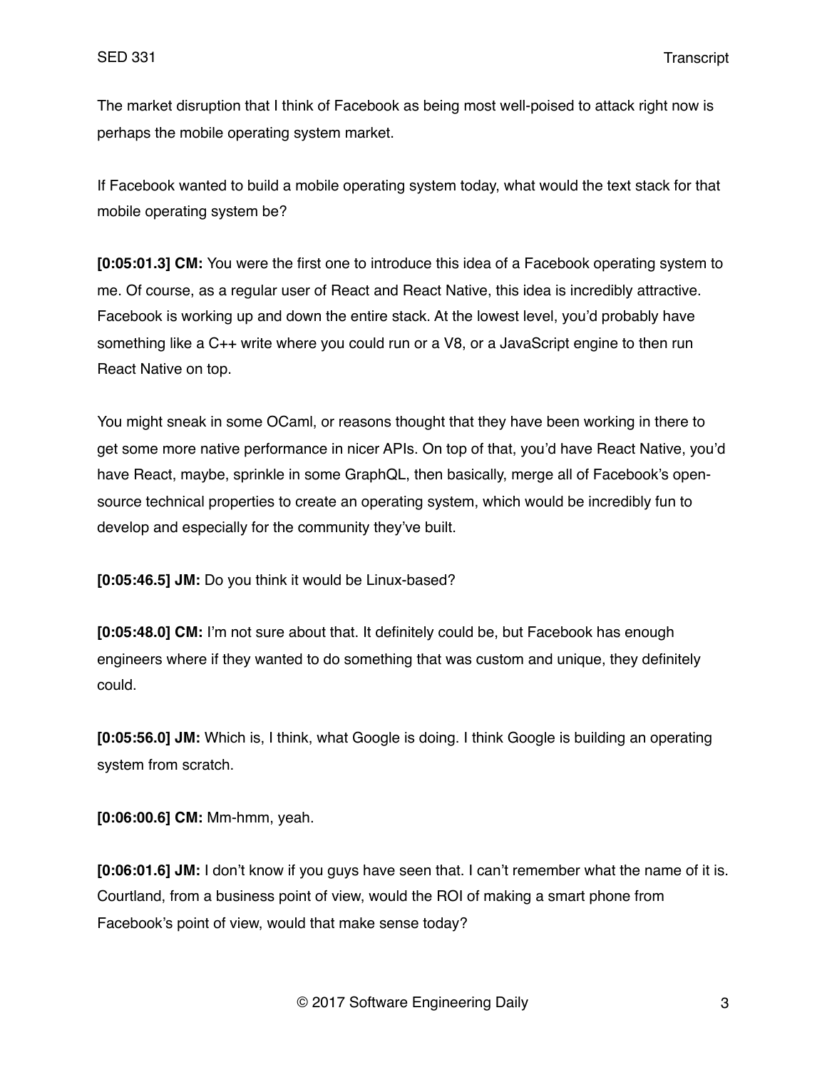The market disruption that I think of Facebook as being most well-poised to attack right now is perhaps the mobile operating system market.

If Facebook wanted to build a mobile operating system today, what would the text stack for that mobile operating system be?

**[0:05:01.3] CM:** You were the first one to introduce this idea of a Facebook operating system to me. Of course, as a regular user of React and React Native, this idea is incredibly attractive. Facebook is working up and down the entire stack. At the lowest level, you'd probably have something like a C++ write where you could run or a V8, or a JavaScript engine to then run React Native on top.

You might sneak in some OCaml, or reasons thought that they have been working in there to get some more native performance in nicer APIs. On top of that, you'd have React Native, you'd have React, maybe, sprinkle in some GraphQL, then basically, merge all of Facebook's open-source technical properties to create an operating system, which would be incredibly fun to develop and especially for the community they've built.

**[0:05:46.5] JM:** Do you think it would be Linux-based?

**[0:05:48.0] CM:** I'm not sure about that. It definitely could be, but Facebook has enough engineers where if they wanted to do something that was custom and unique, they definitely could.

**[0:05:56.0] JM:** Which is, I think, what Google is doing. I think Google is building an operating system from scratch.

**[0:06:00.6] CM:** Mm-hmm, yeah.

**[0:06:01.6] JM:** I don't know if you guys have seen that. I can't remember what the name of it is. Courtland, from a business point of view, would the ROI of making a smart phone from Facebook's point of view, would that make sense today?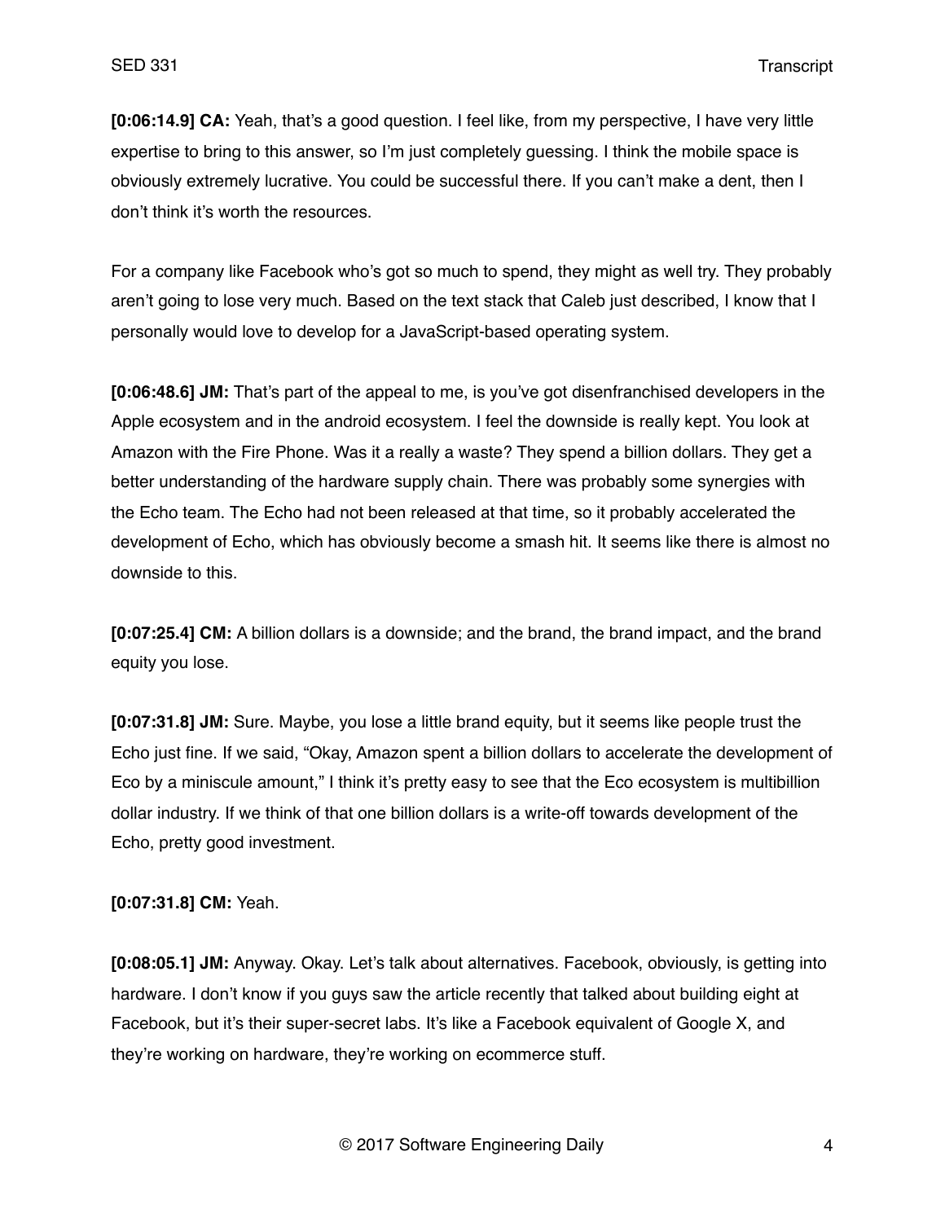**[0:06:14.9] CA:** Yeah, that's a good question. I feel like, from my perspective, I have very little expertise to bring to this answer, so I'm just completely guessing. I think the mobile space is obviously extremely lucrative. You could be successful there. If you can't make a dent, then I don't think it's worth the resources.

For a company like Facebook who's got so much to spend, they might as well try. They probably aren't going to lose very much. Based on the text stack that Caleb just described, I know that I personally would love to develop for a JavaScript-based operating system.

**[0:06:48.6] JM:** That's part of the appeal to me, is you've got disenfranchised developers in the Apple ecosystem and in the android ecosystem. I feel the downside is really kept. You look at Amazon with the Fire Phone. Was it a really a waste? They spend a billion dollars. They get a better understanding of the hardware supply chain. There was probably some synergies with the Echo team. The Echo had not been released at that time, so it probably accelerated the development of Echo, which has obviously become a smash hit. It seems like there is almost no downside to this.

**[0:07:25.4] CM:** A billion dollars is a downside; and the brand, the brand impact, and the brand equity you lose.

**[0:07:31.8] JM:** Sure. Maybe, you lose a little brand equity, but it seems like people trust the Echo just fine. If we said, "Okay, Amazon spent a billion dollars to accelerate the development of Eco by a miniscule amount," I think it's pretty easy to see that the Eco ecosystem is multibillion dollar industry. If we think of that one billion dollars is a write-off towards development of the Echo, pretty good investment.

**[0:07:31.8] CM:** Yeah.

**[0:08:05.1] JM:** Anyway. Okay. Let's talk about alternatives. Facebook, obviously, is getting into hardware. I don't know if you guys saw the article recently that talked about building eight at Facebook, but it's their super-secret labs. It's like a Facebook equivalent of Google X, and they're working on hardware, they're working on ecommerce stuff.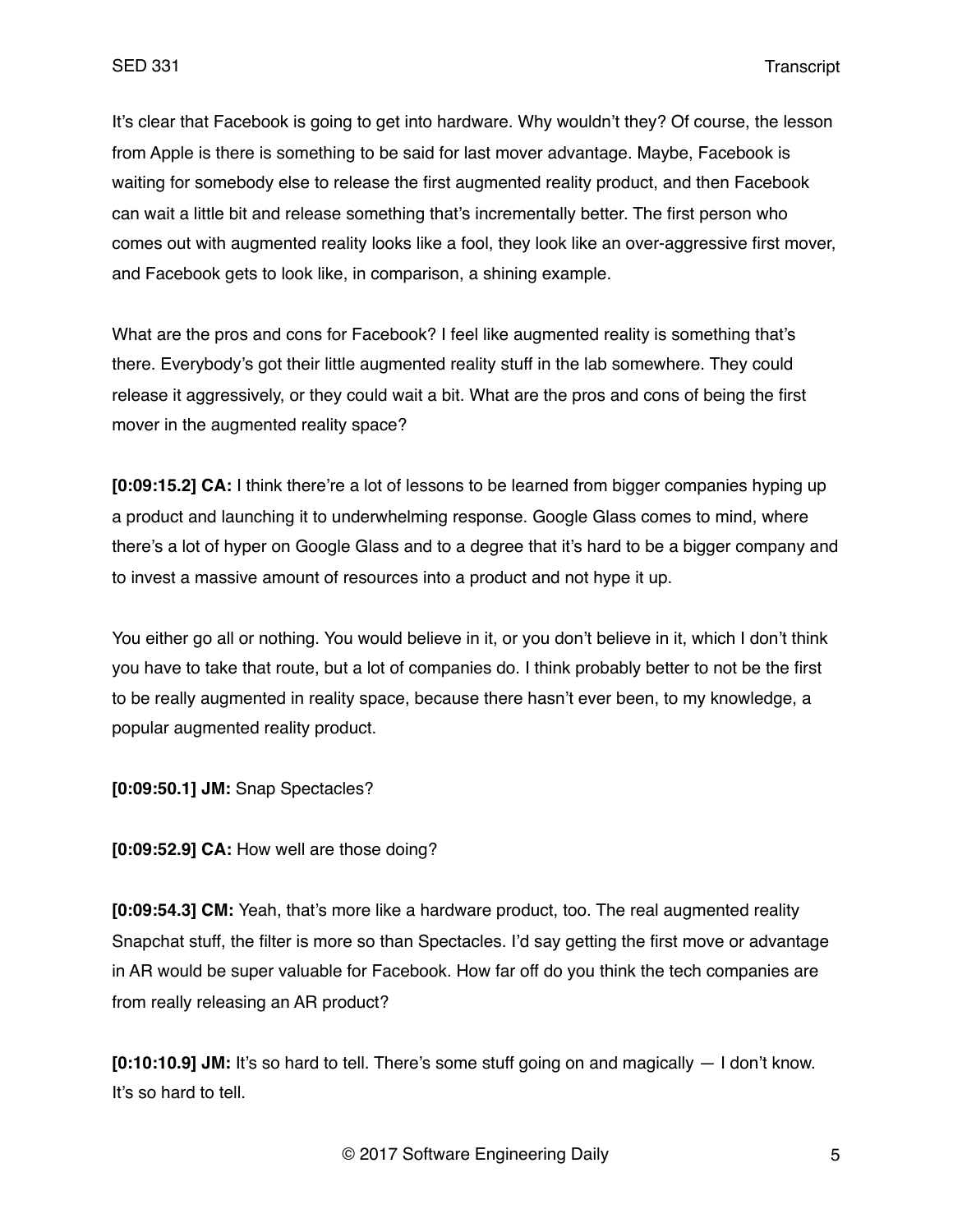It's clear that Facebook is going to get into hardware. Why wouldn't they? Of course, the lesson from Apple is there is something to be said for last mover advantage. Maybe, Facebook is waiting for somebody else to release the first augmented reality product, and then Facebook can wait a little bit and release something that's incrementally better. The first person who comes out with augmented reality looks like a fool, they look like an over-aggressive first mover, and Facebook gets to look like, in comparison, a shining example.

What are the pros and cons for Facebook? I feel like augmented reality is something that's there. Everybody's got their little augmented reality stuff in the lab somewhere. They could release it aggressively, or they could wait a bit. What are the pros and cons of being the first mover in the augmented reality space?

**[0:09:15.2] CA:** I think there're a lot of lessons to be learned from bigger companies hyping up a product and launching it to underwhelming response. Google Glass comes to mind, where there's a lot of hyper on Google Glass and to a degree that it's hard to be a bigger company and to invest a massive amount of resources into a product and not hype it up.

You either go all or nothing. You would believe in it, or you don't believe in it, which I don't think you have to take that route, but a lot of companies do. I think probably better to not be the first to be really augmented in reality space, because there hasn't ever been, to my knowledge, a popular augmented reality product.

**[0:09:50.1] JM:** Snap Spectacles?

**[0:09:52.9] CA:** How well are those doing?

**[0:09:54.3] CM:** Yeah, that's more like a hardware product, too. The real augmented reality Snapchat stuff, the filter is more so than Spectacles. I'd say getting the first move or advantage in AR would be super valuable for Facebook. How far off do you think the tech companies are from really releasing an AR product?

**[0:10:10.9] JM:** It's so hard to tell. There's some stuff going on and magically — I don't know. It's so hard to tell.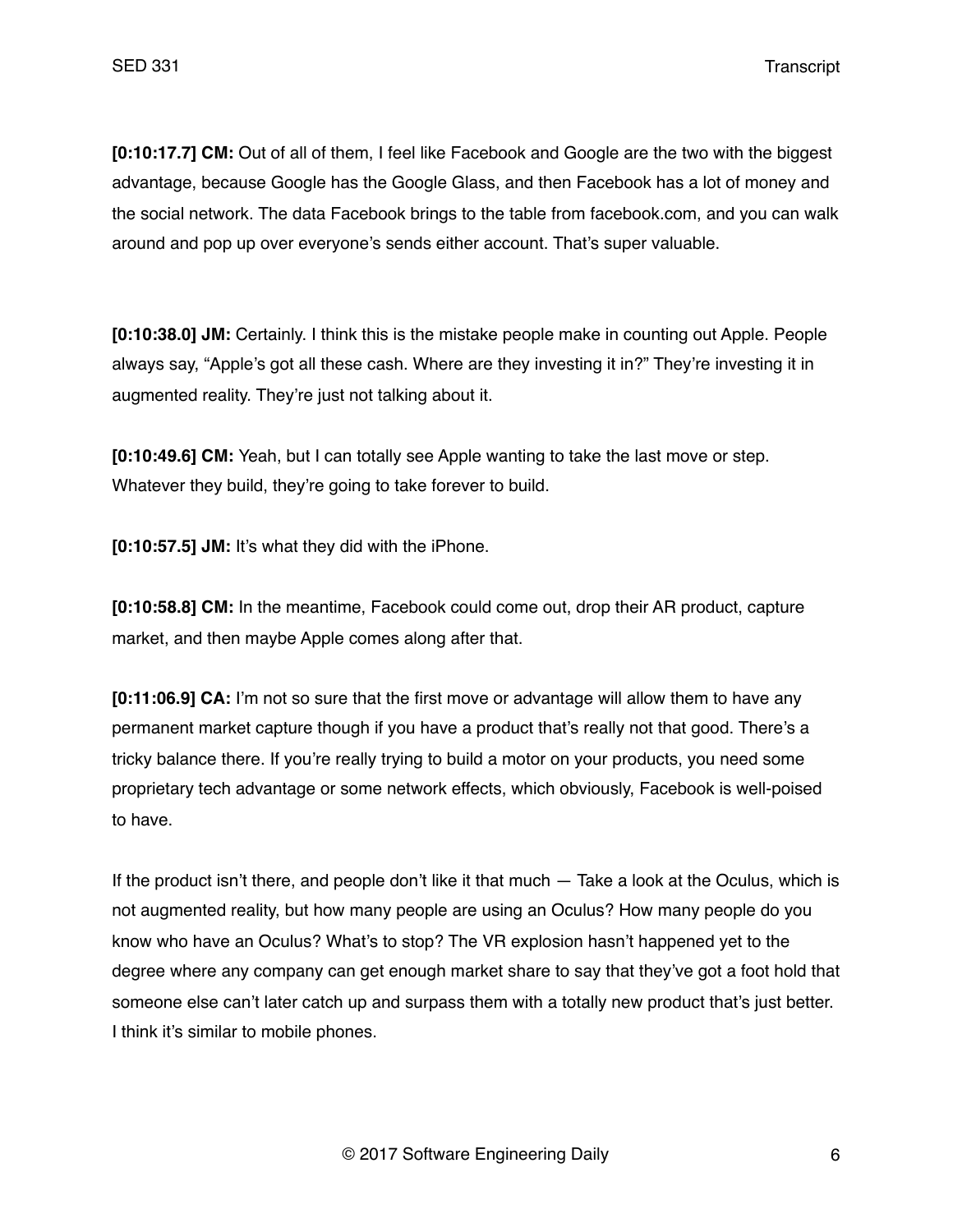**[0:10:17.7] CM:** Out of all of them, I feel like Facebook and Google are the two with the biggest advantage, because Google has the Google Glass, and then Facebook has a lot of money and the social network. The data Facebook brings to the table from facebook.com, and you can walk around and pop up over everyone's sends either account. That's super valuable.

**[0:10:38.0] JM:** Certainly. I think this is the mistake people make in counting out Apple. People always say, "Apple's got all these cash. Where are they investing it in?" They're investing it in augmented reality. They're just not talking about it.

**[0:10:49.6] CM:** Yeah, but I can totally see Apple wanting to take the last move or step. Whatever they build, they're going to take forever to build.

**[0:10:57.5] JM:** It's what they did with the iPhone.

**[0:10:58.8] CM:** In the meantime, Facebook could come out, drop their AR product, capture market, and then maybe Apple comes along after that.

**[0:11:06.9] CA:** I'm not so sure that the first move or advantage will allow them to have any permanent market capture though if you have a product that's really not that good. There's a tricky balance there. If you're really trying to build a motor on your products, you need some proprietary tech advantage or some network effects, which obviously, Facebook is well-poised to have.

If the product isn't there, and people don't like it that much — Take a look at the Oculus, which is not augmented reality, but how many people are using an Oculus? How many people do you know who have an Oculus? What's to stop? The VR explosion hasn't happened yet to the degree where any company can get enough market share to say that they've got a foot hold that someone else can't later catch up and surpass them with a totally new product that's just better. I think it's similar to mobile phones.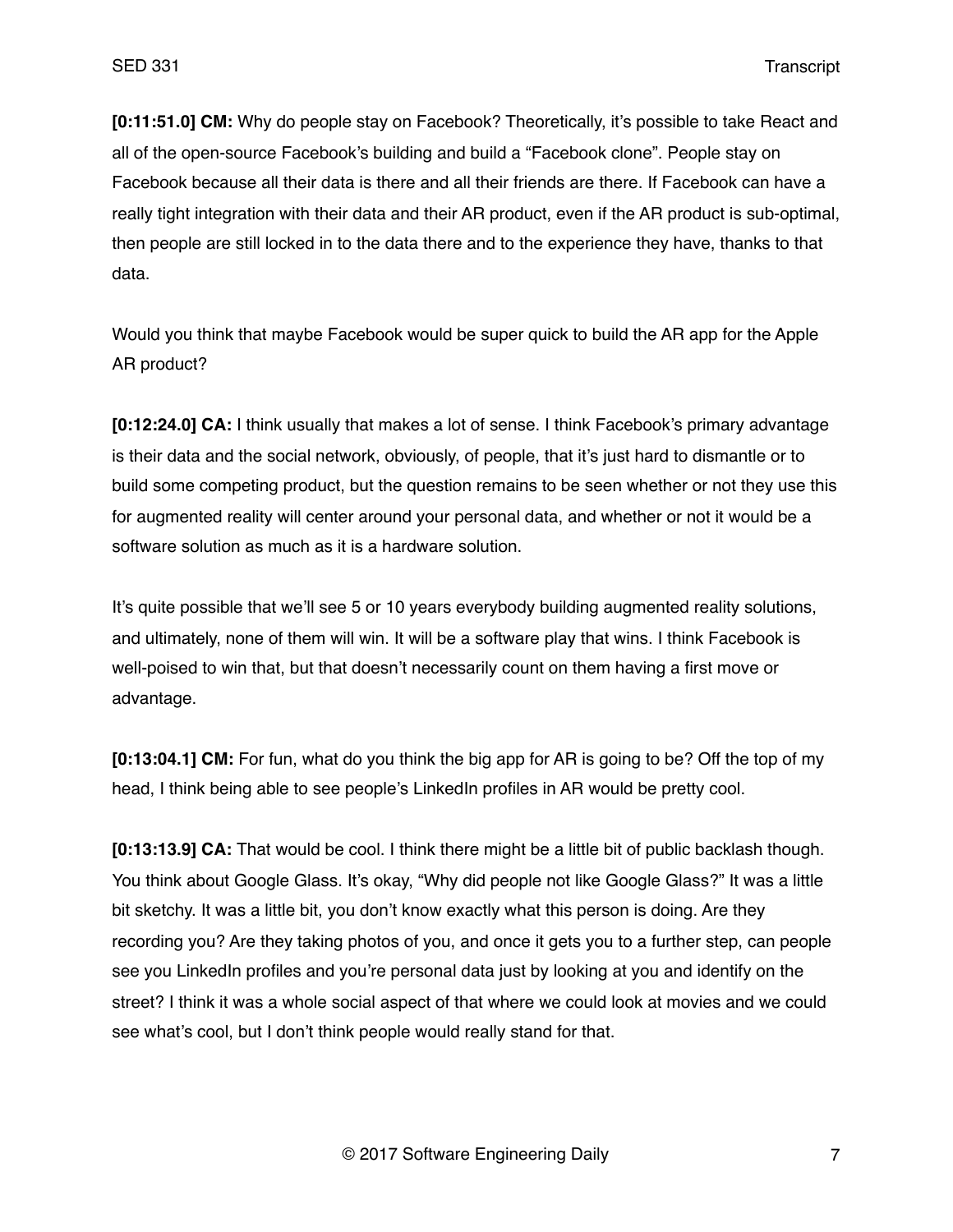**[0:11:51.0] CM:** Why do people stay on Facebook? Theoretically, it's possible to take React and all of the open-source Facebook's building and build a "Facebook clone". People stay on Facebook because all their data is there and all their friends are there. If Facebook can have a really tight integration with their data and their AR product, even if the AR product is sub-optimal, then people are still locked in to the data there and to the experience they have, thanks to that data.

Would you think that maybe Facebook would be super quick to build the AR app for the Apple AR product?

**[0:12:24.0] CA:** I think usually that makes a lot of sense. I think Facebook's primary advantage is their data and the social network, obviously, of people, that it's just hard to dismantle or to build some competing product, but the question remains to be seen whether or not they use this for augmented reality will center around your personal data, and whether or not it would be a software solution as much as it is a hardware solution.

It's quite possible that we'll see 5 or 10 years everybody building augmented reality solutions, and ultimately, none of them will win. It will be a software play that wins. I think Facebook is well-poised to win that, but that doesn't necessarily count on them having a first move or advantage.

**[0:13:04.1] CM:** For fun, what do you think the big app for AR is going to be? Off the top of my head, I think being able to see people's LinkedIn profiles in AR would be pretty cool.

**[0:13:13.9] CA:** That would be cool. I think there might be a little bit of public backlash though. You think about Google Glass. It's okay, "Why did people not like Google Glass?" It was a little bit sketchy. It was a little bit, you don't know exactly what this person is doing. Are they recording you? Are they taking photos of you, and once it gets you to a further step, can people see you LinkedIn profiles and you're personal data just by looking at you and identify on the street? I think it was a whole social aspect of that where we could look at movies and we could see what's cool, but I don't think people would really stand for that.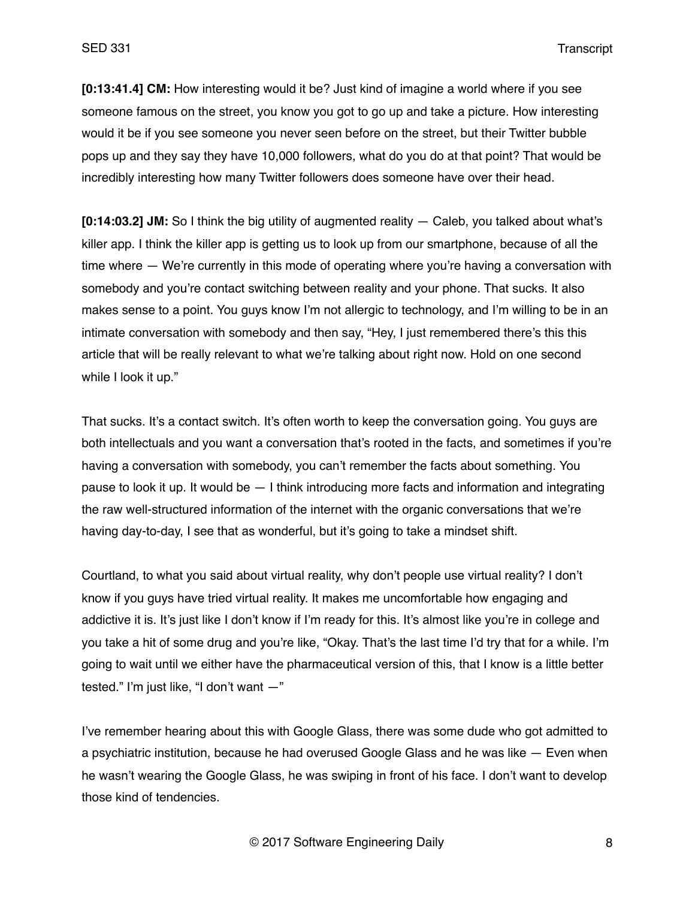**[0:13:41.4] CM:** How interesting would it be? Just kind of imagine a world where if you see someone famous on the street, you know you got to go up and take a picture. How interesting would it be if you see someone you never seen before on the street, but their Twitter bubble pops up and they say they have 10,000 followers, what do you do at that point? That would be incredibly interesting how many Twitter followers does someone have over their head.

**[0:14:03.2] JM:** So I think the big utility of augmented reality — Caleb, you talked about what's killer app. I think the killer app is getting us to look up from our smartphone, because of all the time where — We're currently in this mode of operating where you're having a conversation with somebody and you're contact switching between reality and your phone. That sucks. It also makes sense to a point. You guys know I'm not allergic to technology, and I'm willing to be in an intimate conversation with somebody and then say, "Hey, I just remembered there's this this article that will be really relevant to what we're talking about right now. Hold on one second while I look it up."

That sucks. It's a contact switch. It's often worth to keep the conversation going. You guys are both intellectuals and you want a conversation that's rooted in the facts, and sometimes if you're having a conversation with somebody, you can't remember the facts about something. You pause to look it up. It would be — I think introducing more facts and information and integrating the raw well-structured information of the internet with the organic conversations that we're having day-to-day, I see that as wonderful, but it's going to take a mindset shift.

Courtland, to what you said about virtual reality, why don't people use virtual reality? I don't know if you guys have tried virtual reality. It makes me uncomfortable how engaging and addictive it is. It's just like I don't know if I'm ready for this. It's almost like you're in college and you take a hit of some drug and you're like, "Okay. That's the last time I'd try that for a while. I'm going to wait until we either have the pharmaceutical version of this, that I know is a little better tested." I'm just like, "I don't want —"

I've remember hearing about this with Google Glass, there was some dude who got admitted to a psychiatric institution, because he had overused Google Glass and he was like — Even when he wasn't wearing the Google Glass, he was swiping in front of his face. I don't want to develop those kind of tendencies.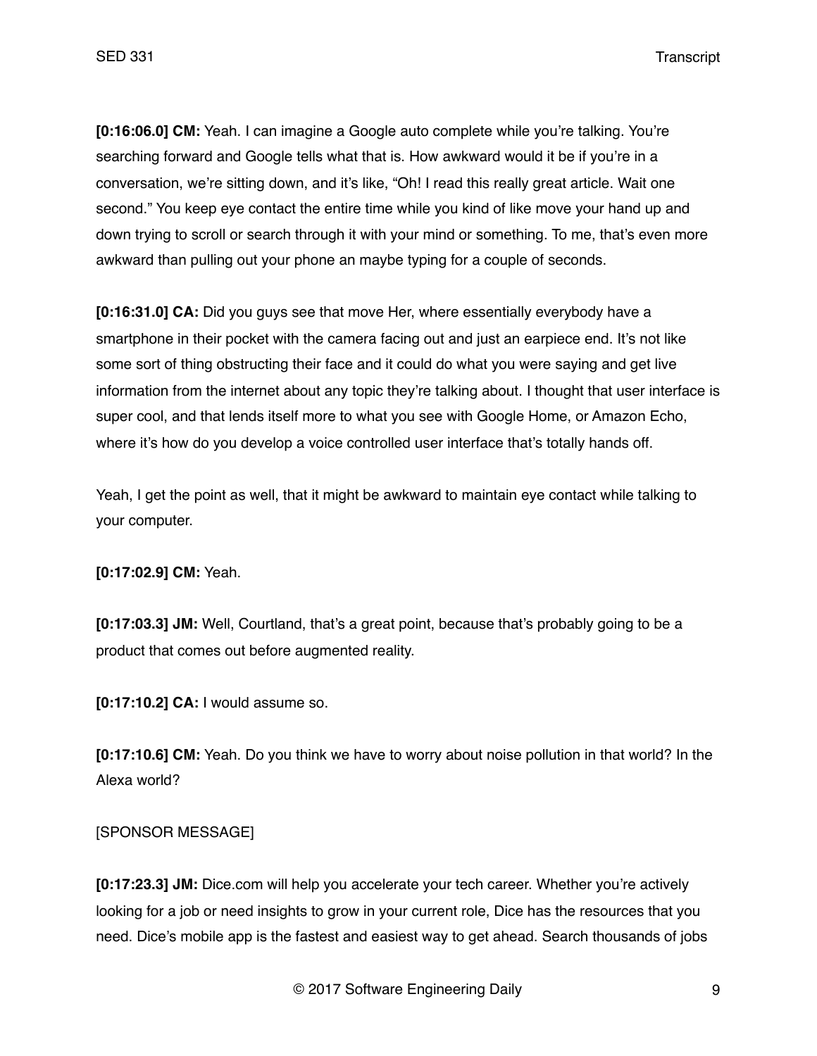**[0:16:06.0] CM:** Yeah. I can imagine a Google auto complete while you're talking. You're searching forward and Google tells what that is. How awkward would it be if you're in a conversation, we're sitting down, and it's like, "Oh! I read this really great article. Wait one second." You keep eye contact the entire time while you kind of like move your hand up and down trying to scroll or search through it with your mind or something. To me, that's even more awkward than pulling out your phone an maybe typing for a couple of seconds.

**[0:16:31.0] CA:** Did you guys see that move Her, where essentially everybody have a smartphone in their pocket with the camera facing out and just an earpiece end. It's not like some sort of thing obstructing their face and it could do what you were saying and get live information from the internet about any topic they're talking about. I thought that user interface is super cool, and that lends itself more to what you see with Google Home, or Amazon Echo, where it's how do you develop a voice controlled user interface that's totally hands off.

Yeah, I get the point as well, that it might be awkward to maintain eye contact while talking to your computer.

**[0:17:02.9] CM:** Yeah.

**[0:17:03.3] JM:** Well, Courtland, that's a great point, because that's probably going to be a product that comes out before augmented reality.

**[0:17:10.2] CA:** I would assume so.

**[0:17:10.6] CM:** Yeah. Do you think we have to worry about noise pollution in that world? In the Alexa world?

[SPONSOR MESSAGE]

**[0:17:23.3] JM:** Dice.com will help you accelerate your tech career. Whether you're actively looking for a job or need insights to grow in your current role, Dice has the resources that you need. Dice's mobile app is the fastest and easiest way to get ahead. Search thousands of jobs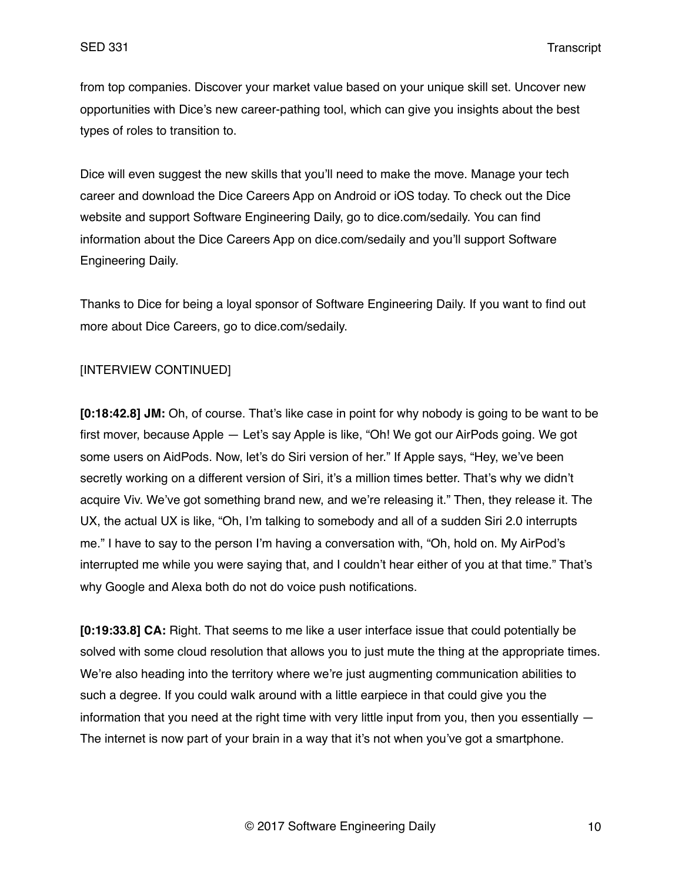from top companies. Discover your market value based on your unique skill set. Uncover new opportunities with Dice's new career-pathing tool, which can give you insights about the best types of roles to transition to.

Dice will even suggest the new skills that you'll need to make the move. Manage your tech career and download the Dice Careers App on Android or iOS today. To check out the Dice website and support Software Engineering Daily, go to dice.com/sedaily. You can find information about the Dice Careers App on dice.com/sedaily and you'll support Software Engineering Daily.

Thanks to Dice for being a loyal sponsor of Software Engineering Daily. If you want to find out more about Dice Careers, go to dice.com/sedaily.

[INTERVIEW CONTINUED]

**[0:18:42.8] JM:** Oh, of course. That's like case in point for why nobody is going to be want to be first mover, because Apple — Let's say Apple is like, "Oh! We got our AirPods going. We got some users on AidPods. Now, let's do Siri version of her." If Apple says, "Hey, we've been secretly working on a different version of Siri, it's a million times better. That's why we didn't acquire Viv. We've got something brand new, and we're releasing it." Then, they release it. The UX, the actual UX is like, "Oh, I'm talking to somebody and all of a sudden Siri 2.0 interrupts me." I have to say to the person I'm having a conversation with, "Oh, hold on. My AirPod's interrupted me while you were saying that, and I couldn't hear either of you at that time." That's why Google and Alexa both do not do voice push notifications.

**[0:19:33.8] CA:** Right. That seems to me like a user interface issue that could potentially be solved with some cloud resolution that allows you to just mute the thing at the appropriate times. We're also heading into the territory where we're just augmenting communication abilities to such a degree. If you could walk around with a little earpiece in that could give you the information that you need at the right time with very little input from you, then you essentially — The internet is now part of your brain in a way that it's not when you've got a smartphone.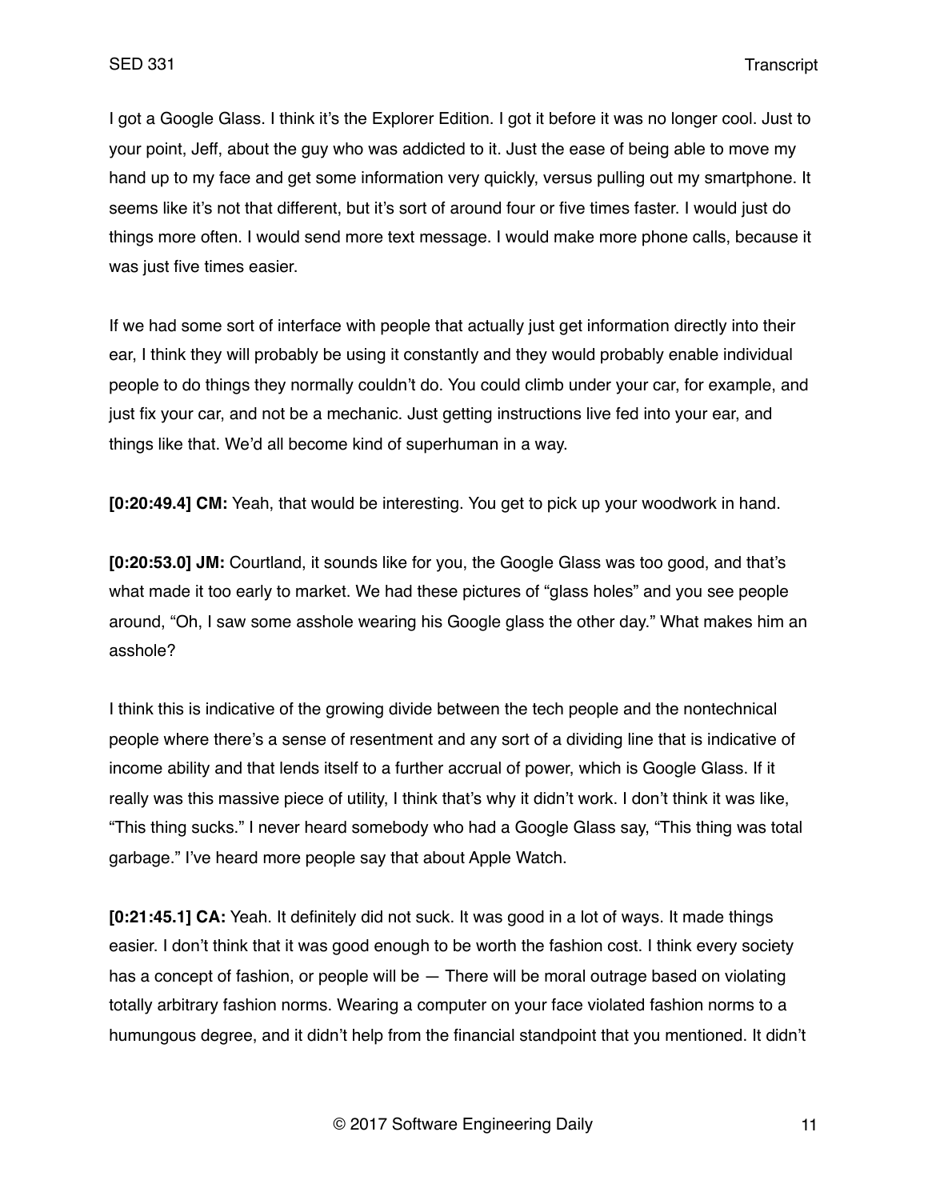I got a Google Glass. I think it's the Explorer Edition. I got it before it was no longer cool. Just to your point, Jeff, about the guy who was addicted to it. Just the ease of being able to move my hand up to my face and get some information very quickly, versus pulling out my smartphone. It seems like it's not that different, but it's sort of around four or five times faster. I would just do things more often. I would send more text message. I would make more phone calls, because it was just five times easier.

If we had some sort of interface with people that actually just get information directly into their ear, I think they will probably be using it constantly and they would probably enable individual people to do things they normally couldn't do. You could climb under your car, for example, and just fix your car, and not be a mechanic. Just getting instructions live fed into your ear, and things like that. We'd all become kind of superhuman in a way.

**[0:20:49.4] CM:** Yeah, that would be interesting. You get to pick up your woodwork in hand.

**[0:20:53.0] JM:** Courtland, it sounds like for you, the Google Glass was too good, and that's what made it too early to market. We had these pictures of "glass holes" and you see people around, "Oh, I saw some asshole wearing his Google glass the other day." What makes him an asshole?

I think this is indicative of the growing divide between the tech people and the nontechnical people where there's a sense of resentment and any sort of a dividing line that is indicative of income ability and that lends itself to a further accrual of power, which is Google Glass. If it really was this massive piece of utility, I think that's why it didn't work. I don't think it was like, "This thing sucks." I never heard somebody who had a Google Glass say, "This thing was total garbage." I've heard more people say that about Apple Watch.

**[0:21:45.1] CA:** Yeah. It definitely did not suck. It was good in a lot of ways. It made things easier. I don't think that it was good enough to be worth the fashion cost. I think every society has a concept of fashion, or people will be — There will be moral outrage based on violating totally arbitrary fashion norms. Wearing a computer on your face violated fashion norms to a humungous degree, and it didn't help from the financial standpoint that you mentioned. It didn't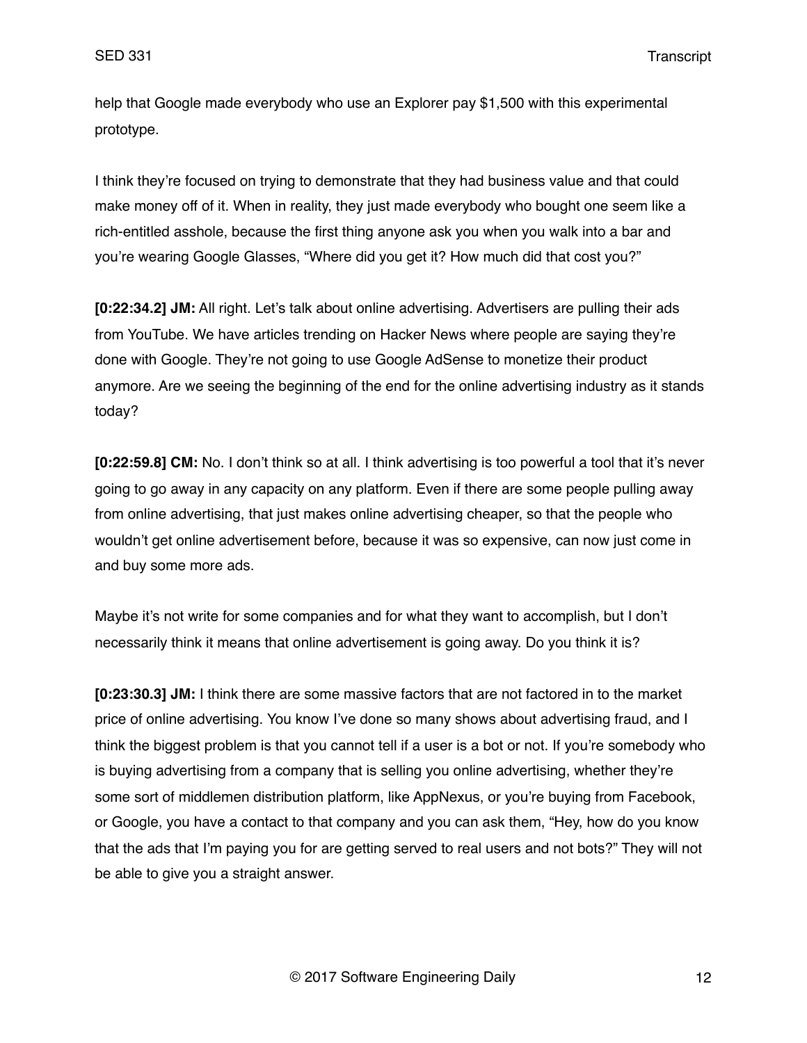help that Google made everybody who use an Explorer pay $1,500 with this experimental prototype.

I think they're focused on trying to demonstrate that they had business value and that could make money off of it. When in reality, they just made everybody who bought one seem like a rich-entitled asshole, because the first thing anyone ask you when you walk into a bar and you're wearing Google Glasses, "Where did you get it? How much did that cost you?"

**[0:22:34.2] JM:** All right. Let's talk about online advertising. Advertisers are pulling their ads from YouTube. We have articles trending on Hacker News where people are saying they're done with Google. They're not going to use Google AdSense to monetize their product anymore. Are we seeing the beginning of the end for the online advertising industry as it stands today?

**[0:22:59.8] CM:** No. I don't think so at all. I think advertising is too powerful a tool that it's never going to go away in any capacity on any platform. Even if there are some people pulling away from online advertising, that just makes online advertising cheaper, so that the people who wouldn't get online advertisement before, because it was so expensive, can now just come in and buy some more ads.

Maybe it's not write for some companies and for what they want to accomplish, but I don't necessarily think it means that online advertisement is going away. Do you think it is?

**[0:23:30.3] JM:** I think there are some massive factors that are not factored in to the market price of online advertising. You know I've done so many shows about advertising fraud, and I think the biggest problem is that you cannot tell if a user is a bot or not. If you're somebody who is buying advertising from a company that is selling you online advertising, whether they're some sort of middlemen distribution platform, like AppNexus, or you're buying from Facebook, or Google, you have a contact to that company and you can ask them, "Hey, how do you know that the ads that I'm paying you for are getting served to real users and not bots?" They will not be able to give you a straight answer.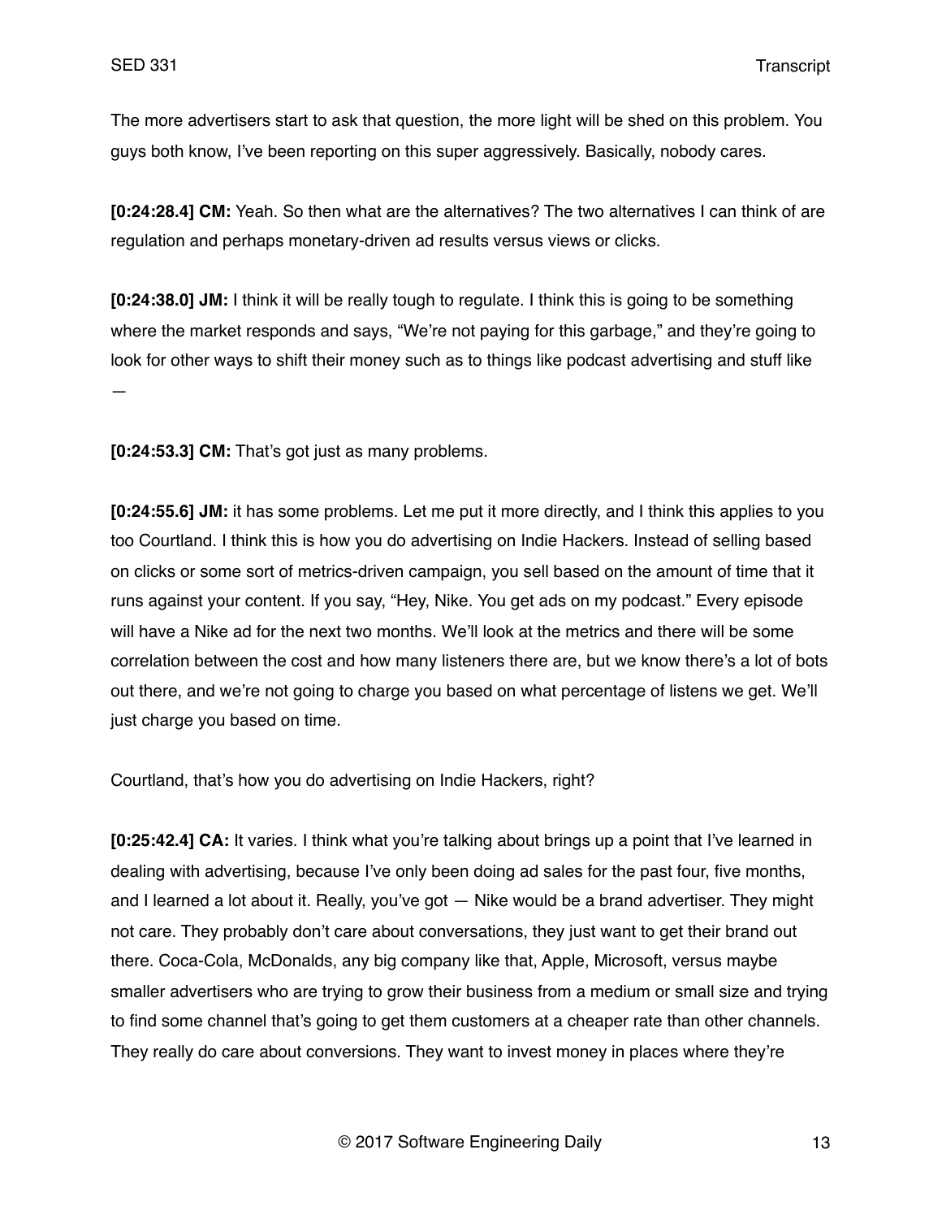The more advertisers start to ask that question, the more light will be shed on this problem. You guys both know, I've been reporting on this super aggressively. Basically, nobody cares.

**[0:24:28.4] CM:** Yeah. So then what are the alternatives? The two alternatives I can think of are regulation and perhaps monetary-driven ad results versus views or clicks.

**[0:24:38.0] JM:** I think it will be really tough to regulate. I think this is going to be something where the market responds and says, "We're not paying for this garbage," and they're going to look for other ways to shift their money such as to things like podcast advertising and stuff like —

**[0:24:53.3] CM:** That's got just as many problems.

**[0:24:55.6] JM:** it has some problems. Let me put it more directly, and I think this applies to you too Courtland. I think this is how you do advertising on Indie Hackers. Instead of selling based on clicks or some sort of metrics-driven campaign, you sell based on the amount of time that it runs against your content. If you say, "Hey, Nike. You get ads on my podcast." Every episode will have a Nike ad for the next two months. We'll look at the metrics and there will be some correlation between the cost and how many listeners there are, but we know there's a lot of bots out there, and we're not going to charge you based on what percentage of listens we get. We'll just charge you based on time.

Courtland, that's how you do advertising on Indie Hackers, right?

**[0:25:42.4] CA:** It varies. I think what you're talking about brings up a point that I've learned in dealing with advertising, because I've only been doing ad sales for the past four, five months, and I learned a lot about it. Really, you've got — Nike would be a brand advertiser. They might not care. They probably don't care about conversations, they just want to get their brand out there. Coca-Cola, McDonalds, any big company like that, Apple, Microsoft, versus maybe smaller advertisers who are trying to grow their business from a medium or small size and trying to find some channel that's going to get them customers at a cheaper rate than other channels. They really do care about conversions. They want to invest money in places where they're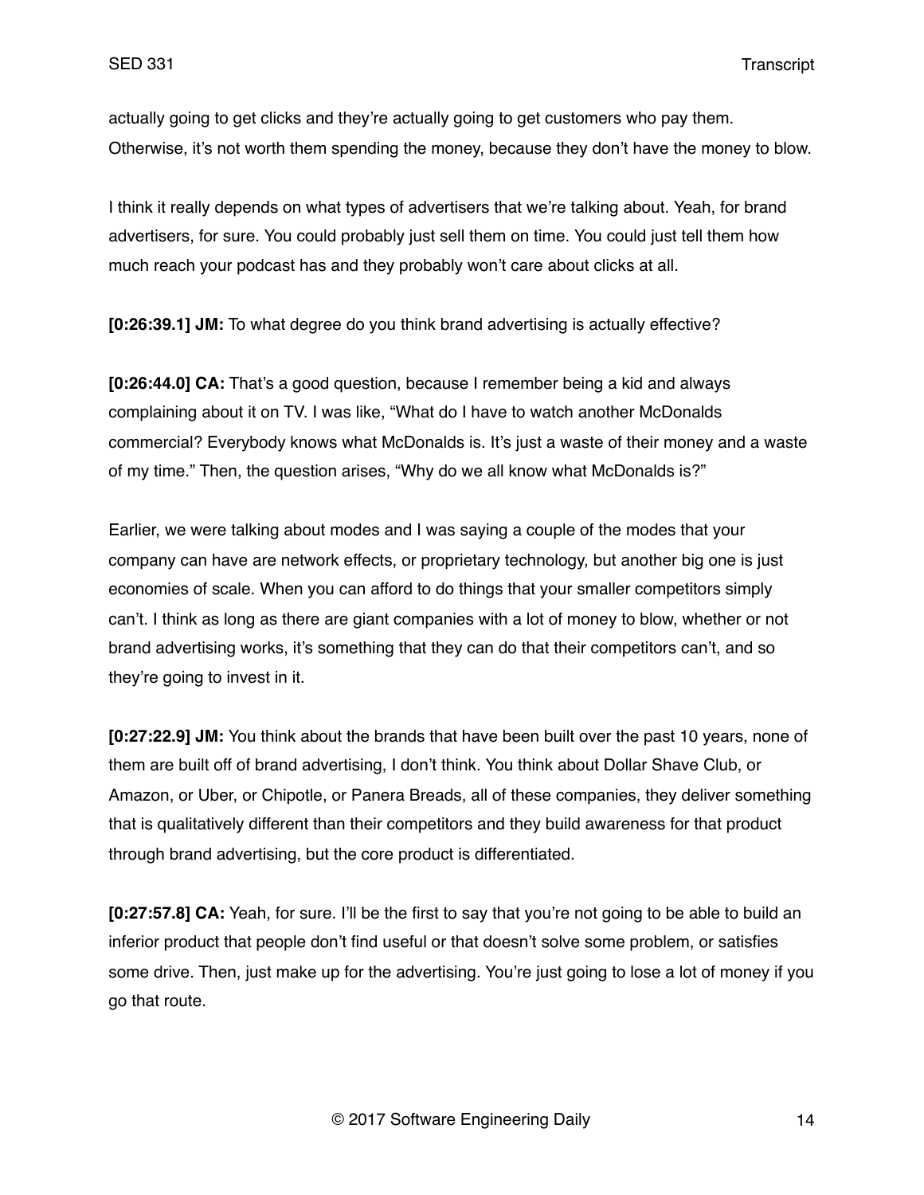actually going to get clicks and they're actually going to get customers who pay them. Otherwise, it's not worth them spending the money, because they don't have the money to blow.

I think it really depends on what types of advertisers that we're talking about. Yeah, for brand advertisers, for sure. You could probably just sell them on time. You could just tell them how much reach your podcast has and they probably won't care about clicks at all.

**[0:26:39.1] JM:** To what degree do you think brand advertising is actually effective?

**[0:26:44.0] CA:** That's a good question, because I remember being a kid and always complaining about it on TV. I was like, "What do I have to watch another McDonalds commercial? Everybody knows what McDonalds is. It's just a waste of their money and a waste of my time." Then, the question arises, "Why do we all know what McDonalds is?"

Earlier, we were talking about modes and I was saying a couple of the modes that your company can have are network effects, or proprietary technology, but another big one is just economies of scale. When you can afford to do things that your smaller competitors simply can't. I think as long as there are giant companies with a lot of money to blow, whether or not brand advertising works, it's something that they can do that their competitors can't, and so they're going to invest in it.

**[0:27:22.9] JM:** You think about the brands that have been built over the past 10 years, none of them are built off of brand advertising, I don't think. You think about Dollar Shave Club, or Amazon, or Uber, or Chipotle, or Panera Breads, all of these companies, they deliver something that is qualitatively different than their competitors and they build awareness for that product through brand advertising, but the core product is differentiated.

**[0:27:57.8] CA:** Yeah, for sure. I'll be the first to say that you're not going to be able to build an inferior product that people don't find useful or that doesn't solve some problem, or satisfies some drive. Then, just make up for the advertising. You're just going to lose a lot of money if you go that route.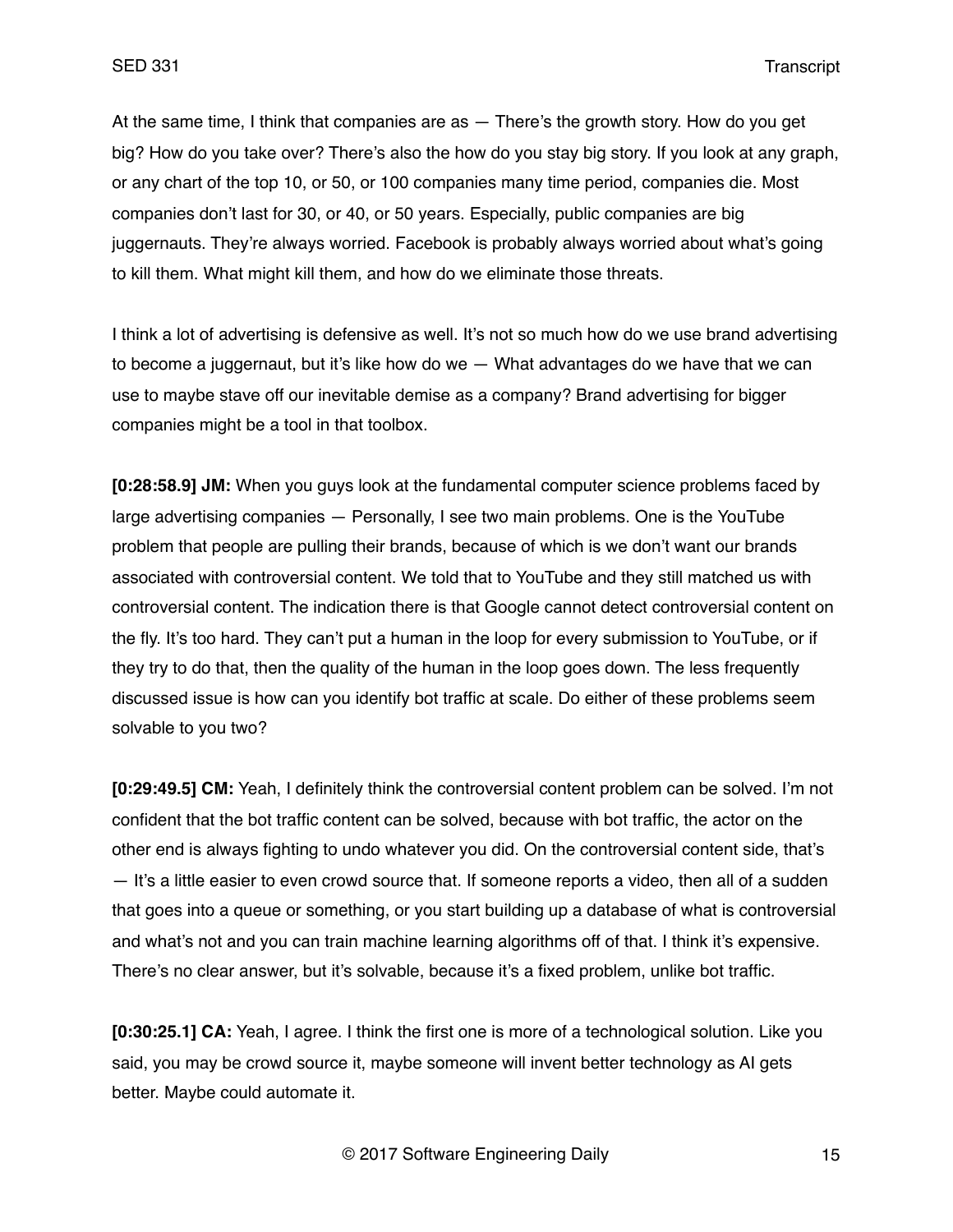At the same time, I think that companies are as — There's the growth story. How do you get big? How do you take over? There's also the how do you stay big story. If you look at any graph, or any chart of the top 10, or 50, or 100 companies many time period, companies die. Most companies don't last for 30, or 40, or 50 years. Especially, public companies are big juggernauts. They're always worried. Facebook is probably always worried about what's going to kill them. What might kill them, and how do we eliminate those threats.

I think a lot of advertising is defensive as well. It's not so much how do we use brand advertising to become a juggernaut, but it's like how do we — What advantages do we have that we can use to maybe stave off our inevitable demise as a company? Brand advertising for bigger companies might be a tool in that toolbox.

**[0:28:58.9] JM:** When you guys look at the fundamental computer science problems faced by large advertising companies — Personally, I see two main problems. One is the YouTube problem that people are pulling their brands, because of which is we don't want our brands associated with controversial content. We told that to YouTube and they still matched us with controversial content. The indication there is that Google cannot detect controversial content on the fly. It's too hard. They can't put a human in the loop for every submission to YouTube, or if they try to do that, then the quality of the human in the loop goes down. The less frequently discussed issue is how can you identify bot traffic at scale. Do either of these problems seem solvable to you two?

**[0:29:49.5] CM:** Yeah, I definitely think the controversial content problem can be solved. I'm not confident that the bot traffic content can be solved, because with bot traffic, the actor on the other end is always fighting to undo whatever you did. On the controversial content side, that's — It's a little easier to even crowd source that. If someone reports a video, then all of a sudden that goes into a queue or something, or you start building up a database of what is controversial and what's not and you can train machine learning algorithms off of that. I think it's expensive. There's no clear answer, but it's solvable, because it's a fixed problem, unlike bot traffic.

**[0:30:25.1] CA:** Yeah, I agree. I think the first one is more of a technological solution. Like you said, you may be crowd source it, maybe someone will invent better technology as AI gets better. Maybe could automate it.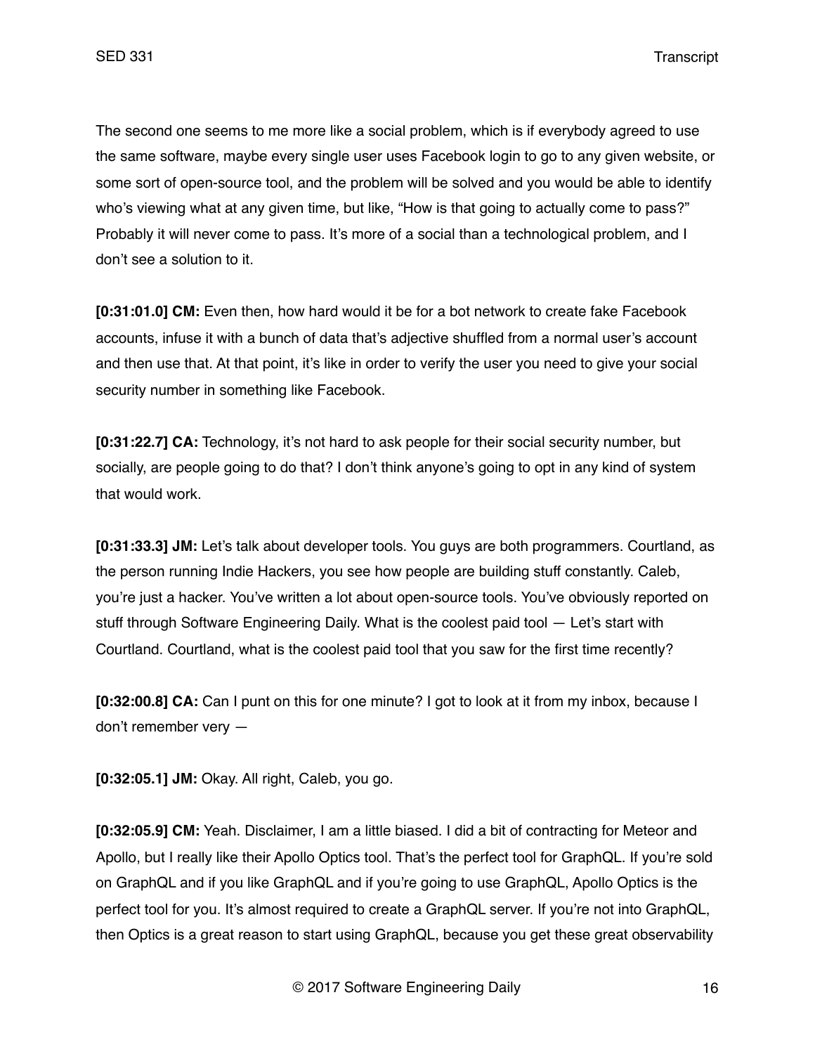The second one seems to me more like a social problem, which is if everybody agreed to use the same software, maybe every single user uses Facebook login to go to any given website, or some sort of open-source tool, and the problem will be solved and you would be able to identify who's viewing what at any given time, but like, "How is that going to actually come to pass?" Probably it will never come to pass. It's more of a social than a technological problem, and I don't see a solution to it.

**[0:31:01.0] CM:** Even then, how hard would it be for a bot network to create fake Facebook accounts, infuse it with a bunch of data that's adjective shuffled from a normal user's account and then use that. At that point, it's like in order to verify the user you need to give your social security number in something like Facebook.

**[0:31:22.7] CA:** Technology, it's not hard to ask people for their social security number, but socially, are people going to do that? I don't think anyone's going to opt in any kind of system that would work.

**[0:31:33.3] JM:** Let's talk about developer tools. You guys are both programmers. Courtland, as the person running Indie Hackers, you see how people are building stuff constantly. Caleb, you're just a hacker. You've written a lot about open-source tools. You've obviously reported on stuff through Software Engineering Daily. What is the coolest paid tool — Let's start with Courtland. Courtland, what is the coolest paid tool that you saw for the first time recently?

**[0:32:00.8] CA:** Can I punt on this for one minute? I got to look at it from my inbox, because I don't remember very —

**[0:32:05.1] JM:** Okay. All right, Caleb, you go.

**[0:32:05.9] CM:** Yeah. Disclaimer, I am a little biased. I did a bit of contracting for Meteor and Apollo, but I really like their Apollo Optics tool. That's the perfect tool for GraphQL. If you're sold on GraphQL and if you like GraphQL and if you're going to use GraphQL, Apollo Optics is the perfect tool for you. It's almost required to create a GraphQL server. If you're not into GraphQL, then Optics is a great reason to start using GraphQL, because you get these great observability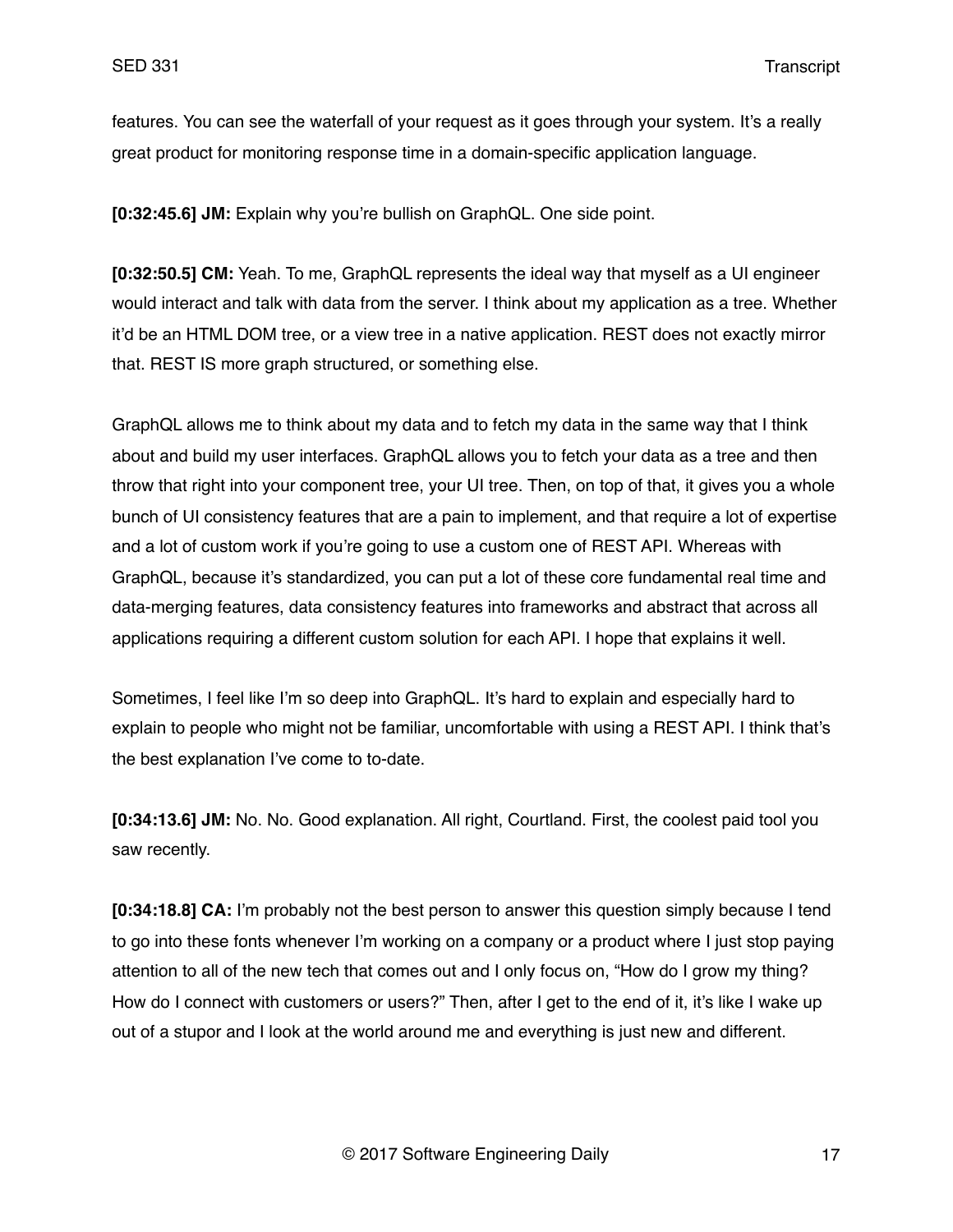features. You can see the waterfall of your request as it goes through your system. It's a really great product for monitoring response time in a domain-specific application language.

**[0:32:45.6] JM:** Explain why you're bullish on GraphQL. One side point.

**[0:32:50.5] CM:** Yeah. To me, GraphQL represents the ideal way that myself as a UI engineer would interact and talk with data from the server. I think about my application as a tree. Whether it'd be an HTML DOM tree, or a view tree in a native application. REST does not exactly mirror that. REST IS more graph structured, or something else.

GraphQL allows me to think about my data and to fetch my data in the same way that I think about and build my user interfaces. GraphQL allows you to fetch your data as a tree and then throw that right into your component tree, your UI tree. Then, on top of that, it gives you a whole bunch of UI consistency features that are a pain to implement, and that require a lot of expertise and a lot of custom work if you're going to use a custom one of REST API. Whereas with GraphQL, because it's standardized, you can put a lot of these core fundamental real time and data-merging features, data consistency features into frameworks and abstract that across all applications requiring a different custom solution for each API. I hope that explains it well.

Sometimes, I feel like I'm so deep into GraphQL. It's hard to explain and especially hard to explain to people who might not be familiar, uncomfortable with using a REST API. I think that's the best explanation I've come to to-date.

**[0:34:13.6] JM:** No. No. Good explanation. All right, Courtland. First, the coolest paid tool you saw recently.

**[0:34:18.8] CA:** I'm probably not the best person to answer this question simply because I tend to go into these fonts whenever I'm working on a company or a product where I just stop paying attention to all of the new tech that comes out and I only focus on, "How do I grow my thing? How do I connect with customers or users?" Then, after I get to the end of it, it's like I wake up out of a stupor and I look at the world around me and everything is just new and different.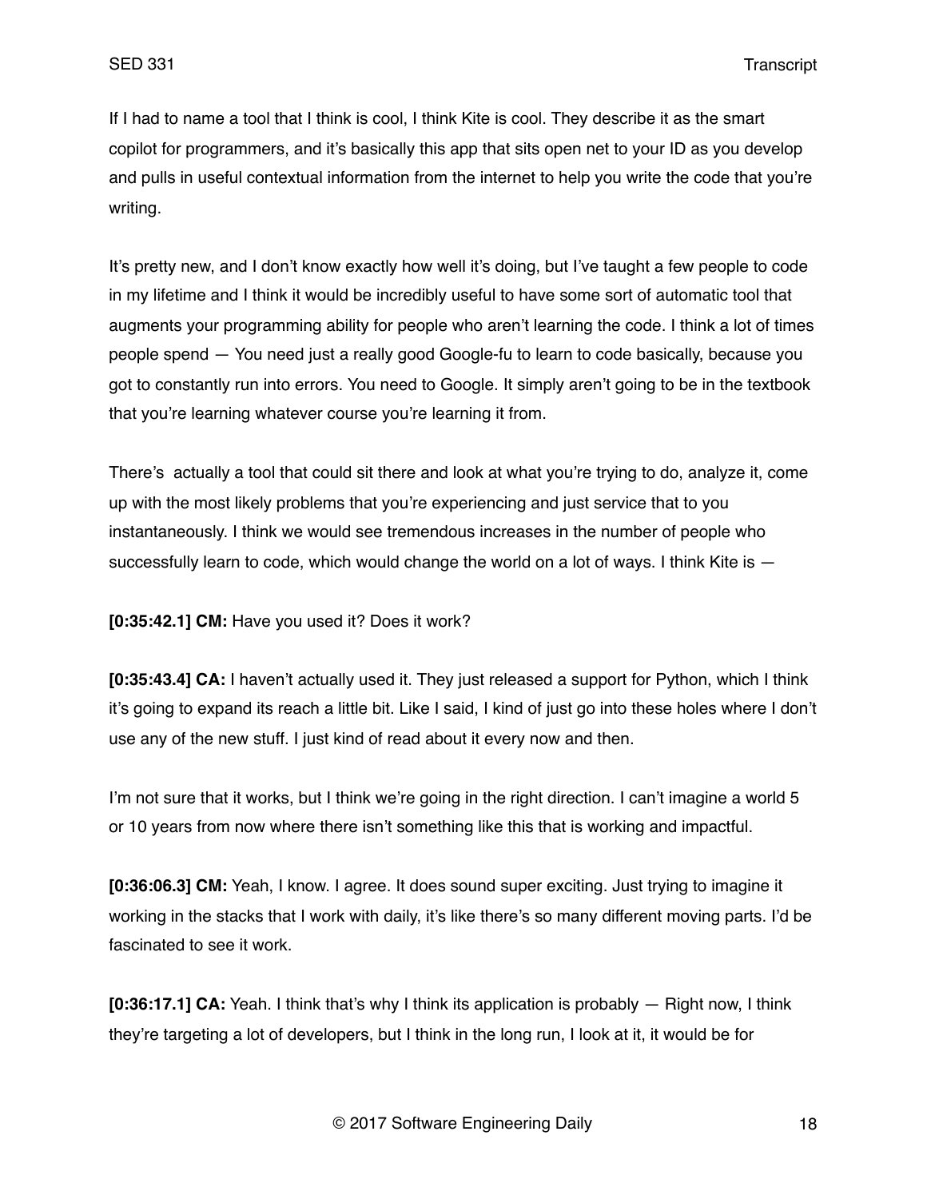If I had to name a tool that I think is cool, I think Kite is cool. They describe it as the smart copilot for programmers, and it's basically this app that sits open net to your ID as you develop and pulls in useful contextual information from the internet to help you write the code that you're writing.

It's pretty new, and I don't know exactly how well it's doing, but I've taught a few people to code in my lifetime and I think it would be incredibly useful to have some sort of automatic tool that augments your programming ability for people who aren't learning the code. I think a lot of times people spend — You need just a really good Google-fu to learn to code basically, because you got to constantly run into errors. You need to Google. It simply aren't going to be in the textbook that you're learning whatever course you're learning it from.

There's  actually a tool that could sit there and look at what you're trying to do, analyze it, come up with the most likely problems that you're experiencing and just service that to you instantaneously. I think we would see tremendous increases in the number of people who successfully learn to code, which would change the world on a lot of ways. I think Kite is —

**[0:35:42.1] CM:** Have you used it? Does it work?

**[0:35:43.4] CA:** I haven't actually used it. They just released a support for Python, which I think it's going to expand its reach a little bit. Like I said, I kind of just go into these holes where I don't use any of the new stuff. I just kind of read about it every now and then.

I'm not sure that it works, but I think we're going in the right direction. I can't imagine a world 5 or 10 years from now where there isn't something like this that is working and impactful.

**[0:36:06.3] CM:** Yeah, I know. I agree. It does sound super exciting. Just trying to imagine it working in the stacks that I work with daily, it's like there's so many different moving parts. I'd be fascinated to see it work.

**[0:36:17.1] CA:** Yeah. I think that's why I think its application is probably — Right now, I think they're targeting a lot of developers, but I think in the long run, I look at it, it would be for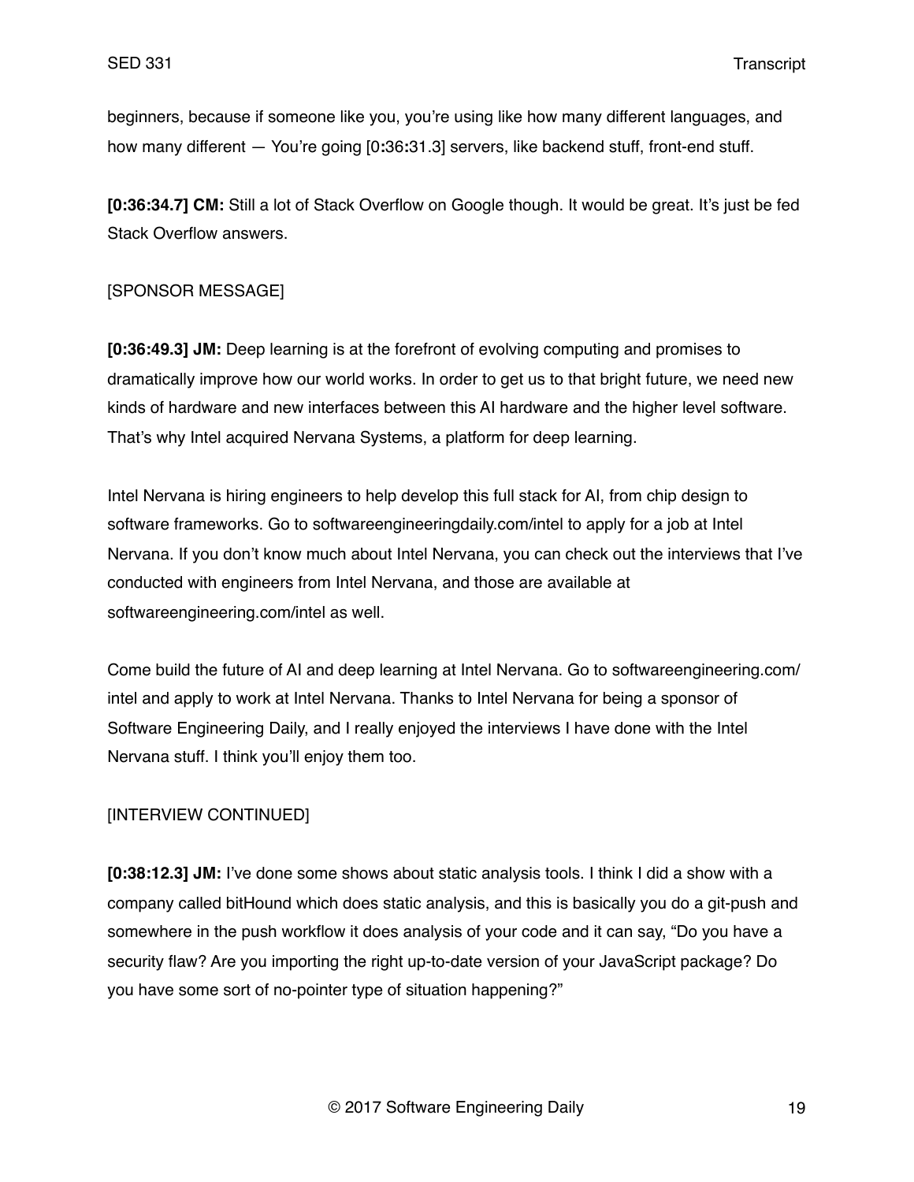beginners, because if someone like you, you're using like how many different languages, and how many different — You're going [0:36:31.3] servers, like backend stuff, front-end stuff.

**[0:36:34.7] CM:** Still a lot of Stack Overflow on Google though. It would be great. It's just be fed Stack Overflow answers.

[SPONSOR MESSAGE]

**[0:36:49.3] JM:** Deep learning is at the forefront of evolving computing and promises to dramatically improve how our world works. In order to get us to that bright future, we need new kinds of hardware and new interfaces between this AI hardware and the higher level software. That's why Intel acquired Nervana Systems, a platform for deep learning.

Intel Nervana is hiring engineers to help develop this full stack for AI, from chip design to software frameworks. Go to softwareengineeringdaily.com/intel to apply for a job at Intel Nervana. If you don't know much about Intel Nervana, you can check out the interviews that I've conducted with engineers from Intel Nervana, and those are available at softwareengineering.com/intel as well.

Come build the future of AI and deep learning at Intel Nervana. Go to softwareengineering.com/intel and apply to work at Intel Nervana. Thanks to Intel Nervana for being a sponsor of Software Engineering Daily, and I really enjoyed the interviews I have done with the Intel Nervana stuff. I think you'll enjoy them too.

[INTERVIEW CONTINUED]

**[0:38:12.3] JM:** I've done some shows about static analysis tools. I think I did a show with a company called bitHound which does static analysis, and this is basically you do a git-push and somewhere in the push workflow it does analysis of your code and it can say, "Do you have a security flaw? Are you importing the right up-to-date version of your JavaScript package? Do you have some sort of no-pointer type of situation happening?"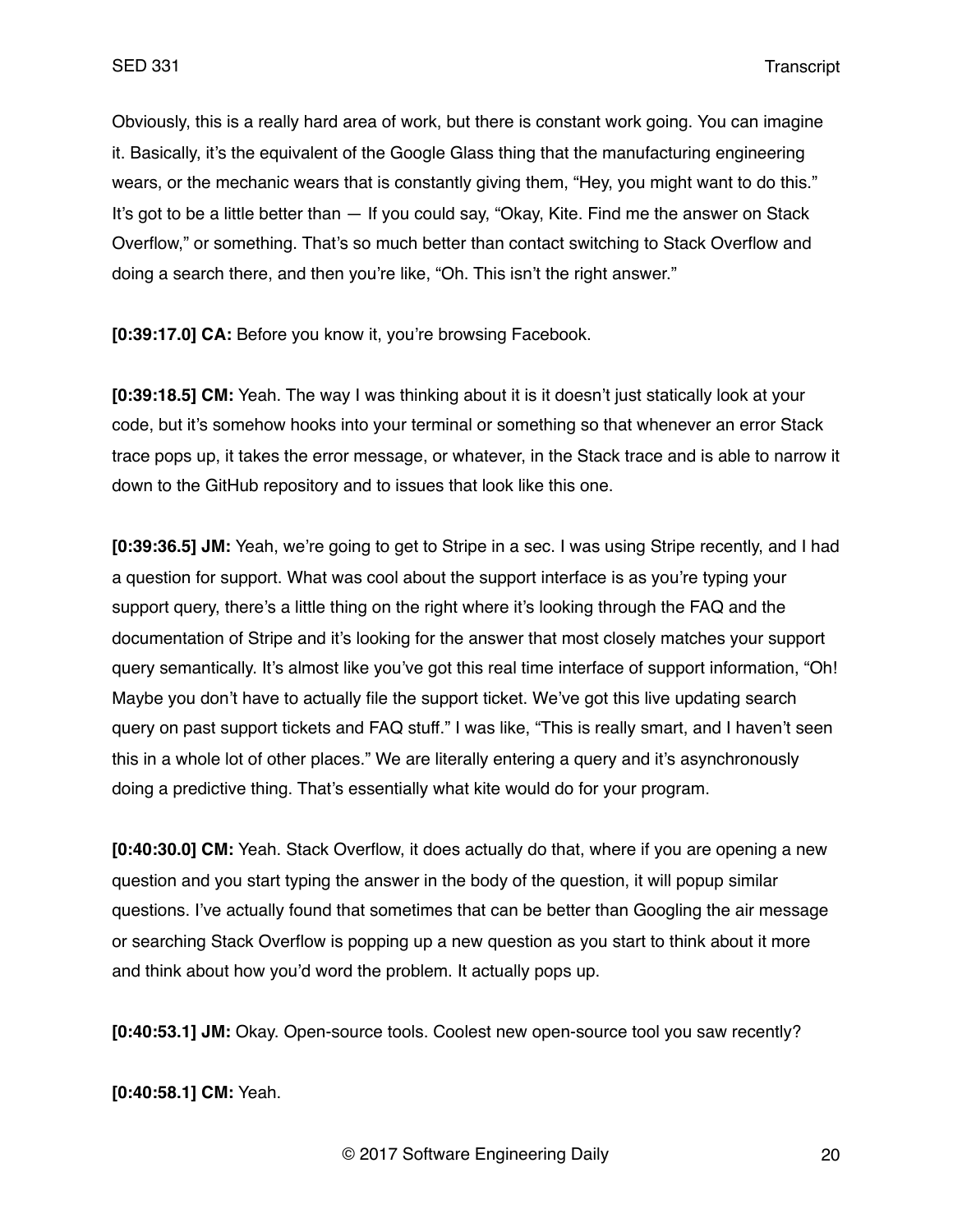Obviously, this is a really hard area of work, but there is constant work going. You can imagine it. Basically, it's the equivalent of the Google Glass thing that the manufacturing engineering wears, or the mechanic wears that is constantly giving them, "Hey, you might want to do this." It's got to be a little better than — If you could say, "Okay, Kite. Find me the answer on Stack Overflow," or something. That's so much better than contact switching to Stack Overflow and doing a search there, and then you're like, "Oh. This isn't the right answer."

**[0:39:17.0] CA:** Before you know it, you're browsing Facebook.

**[0:39:18.5] CM:** Yeah. The way I was thinking about it is it doesn't just statically look at your code, but it's somehow hooks into your terminal or something so that whenever an error Stack trace pops up, it takes the error message, or whatever, in the Stack trace and is able to narrow it down to the GitHub repository and to issues that look like this one.

**[0:39:36.5] JM:** Yeah, we're going to get to Stripe in a sec. I was using Stripe recently, and I had a question for support. What was cool about the support interface is as you're typing your support query, there's a little thing on the right where it's looking through the FAQ and the documentation of Stripe and it's looking for the answer that most closely matches your support query semantically. It's almost like you've got this real time interface of support information, "Oh! Maybe you don't have to actually file the support ticket. We've got this live updating search query on past support tickets and FAQ stuff." I was like, "This is really smart, and I haven't seen this in a whole lot of other places." We are literally entering a query and it's asynchronously doing a predictive thing. That's essentially what kite would do for your program.

**[0:40:30.0] CM:** Yeah. Stack Overflow, it does actually do that, where if you are opening a new question and you start typing the answer in the body of the question, it will popup similar questions. I've actually found that sometimes that can be better than Googling the air message or searching Stack Overflow is popping up a new question as you start to think about it more and think about how you'd word the problem. It actually pops up.

**[0:40:53.1] JM:** Okay. Open-source tools. Coolest new open-source tool you saw recently?

**[0:40:58.1] CM:** Yeah.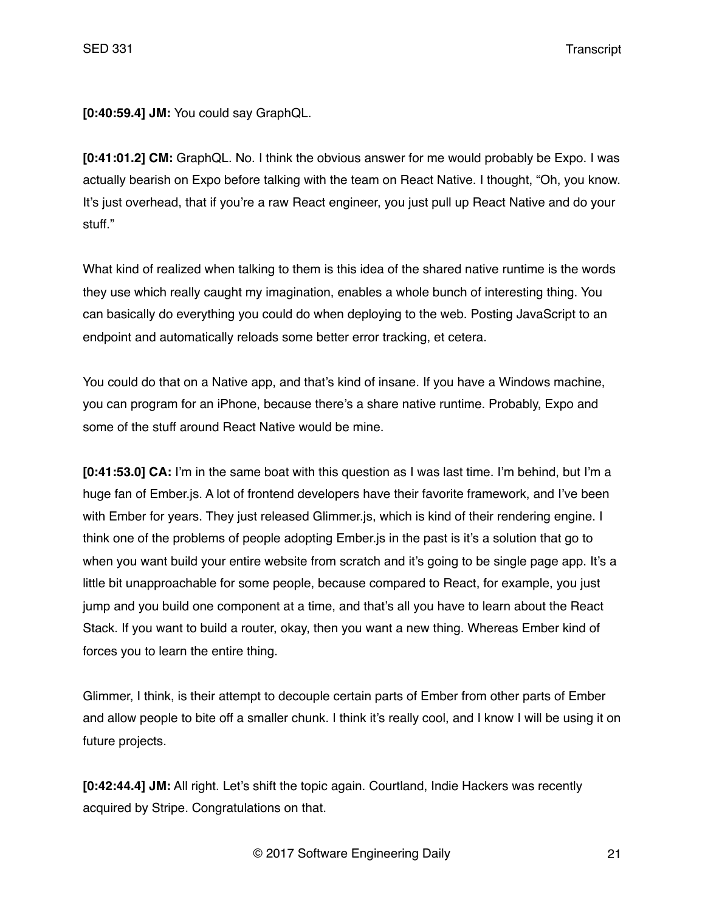**[0:40:59.4] JM:** You could say GraphQL.

**[0:41:01.2] CM:** GraphQL. No. I think the obvious answer for me would probably be Expo. I was actually bearish on Expo before talking with the team on React Native. I thought, "Oh, you know. It's just overhead, that if you're a raw React engineer, you just pull up React Native and do your stuff."

What kind of realized when talking to them is this idea of the shared native runtime is the words they use which really caught my imagination, enables a whole bunch of interesting thing. You can basically do everything you could do when deploying to the web. Posting JavaScript to an endpoint and automatically reloads some better error tracking, et cetera.

You could do that on a Native app, and that's kind of insane. If you have a Windows machine, you can program for an iPhone, because there's a share native runtime. Probably, Expo and some of the stuff around React Native would be mine.

**[0:41:53.0] CA:** I'm in the same boat with this question as I was last time. I'm behind, but I'm a huge fan of Ember.js. A lot of frontend developers have their favorite framework, and I've been with Ember for years. They just released Glimmer.js, which is kind of their rendering engine. I think one of the problems of people adopting Ember.js in the past is it's a solution that go to when you want build your entire website from scratch and it's going to be single page app. It's a little bit unapproachable for some people, because compared to React, for example, you just jump and you build one component at a time, and that's all you have to learn about the React Stack. If you want to build a router, okay, then you want a new thing. Whereas Ember kind of forces you to learn the entire thing.

Glimmer, I think, is their attempt to decouple certain parts of Ember from other parts of Ember and allow people to bite off a smaller chunk. I think it's really cool, and I know I will be using it on future projects.

**[0:42:44.4] JM:** All right. Let's shift the topic again. Courtland, Indie Hackers was recently acquired by Stripe. Congratulations on that.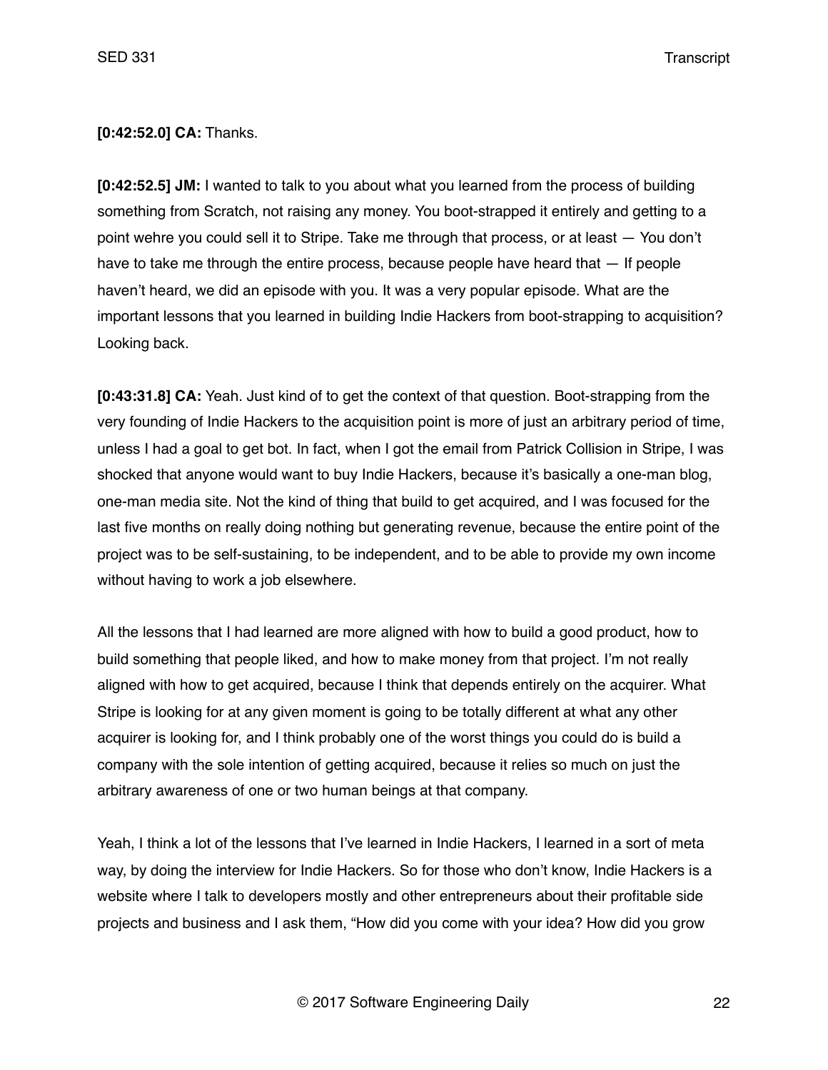**[0:42:52.0] CA:** Thanks.

**[0:42:52.5] JM:** I wanted to talk to you about what you learned from the process of building something from Scratch, not raising any money. You boot-strapped it entirely and getting to a point wehre you could sell it to Stripe. Take me through that process, or at least — You don't have to take me through the entire process, because people have heard that — If people haven't heard, we did an episode with you. It was a very popular episode. What are the important lessons that you learned in building Indie Hackers from boot-strapping to acquisition? Looking back.

**[0:43:31.8] CA:** Yeah. Just kind of to get the context of that question. Boot-strapping from the very founding of Indie Hackers to the acquisition point is more of just an arbitrary period of time, unless I had a goal to get bot. In fact, when I got the email from Patrick Collision in Stripe, I was shocked that anyone would want to buy Indie Hackers, because it's basically a one-man blog, one-man media site. Not the kind of thing that build to get acquired, and I was focused for the last five months on really doing nothing but generating revenue, because the entire point of the project was to be self-sustaining, to be independent, and to be able to provide my own income without having to work a job elsewhere.

All the lessons that I had learned are more aligned with how to build a good product, how to build something that people liked, and how to make money from that project. I'm not really aligned with how to get acquired, because I think that depends entirely on the acquirer. What Stripe is looking for at any given moment is going to be totally different at what any other acquirer is looking for, and I think probably one of the worst things you could do is build a company with the sole intention of getting acquired, because it relies so much on just the arbitrary awareness of one or two human beings at that company.

Yeah, I think a lot of the lessons that I've learned in Indie Hackers, I learned in a sort of meta way, by doing the interview for Indie Hackers. So for those who don't know, Indie Hackers is a website where I talk to developers mostly and other entrepreneurs about their profitable side projects and business and I ask them, "How did you come with your idea? How did you grow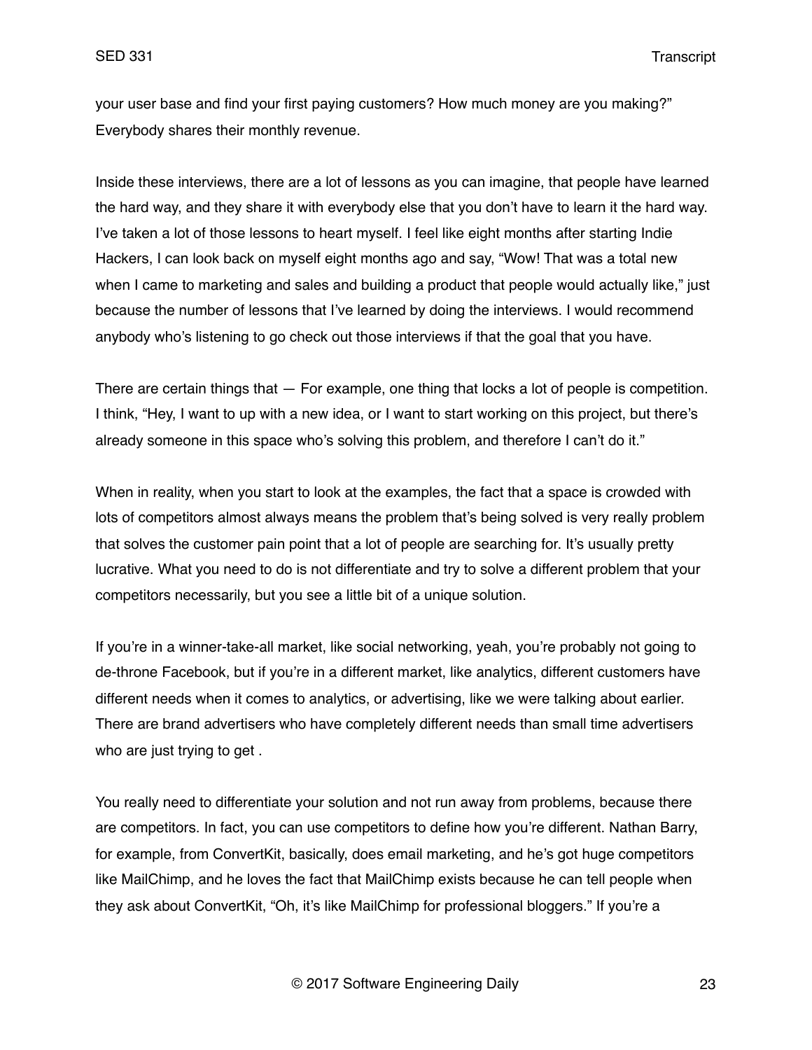your user base and find your first paying customers? How much money are you making?" Everybody shares their monthly revenue.

Inside these interviews, there are a lot of lessons as you can imagine, that people have learned the hard way, and they share it with everybody else that you don't have to learn it the hard way. I've taken a lot of those lessons to heart myself. I feel like eight months after starting Indie Hackers, I can look back on myself eight months ago and say, "Wow! That was a total new when I came to marketing and sales and building a product that people would actually like," just because the number of lessons that I've learned by doing the interviews. I would recommend anybody who's listening to go check out those interviews if that the goal that you have.

There are certain things that — For example, one thing that locks a lot of people is competition. I think, "Hey, I want to up with a new idea, or I want to start working on this project, but there's already someone in this space who's solving this problem, and therefore I can't do it."

When in reality, when you start to look at the examples, the fact that a space is crowded with lots of competitors almost always means the problem that's being solved is very really problem that solves the customer pain point that a lot of people are searching for. It's usually pretty lucrative. What you need to do is not differentiate and try to solve a different problem that your competitors necessarily, but you see a little bit of a unique solution.

If you're in a winner-take-all market, like social networking, yeah, you're probably not going to de-throne Facebook, but if you're in a different market, like analytics, different customers have different needs when it comes to analytics, or advertising, like we were talking about earlier. There are brand advertisers who have completely different needs than small time advertisers who are just trying to get .

You really need to differentiate your solution and not run away from problems, because there are competitors. In fact, you can use competitors to define how you're different. Nathan Barry, for example, from ConvertKit, basically, does email marketing, and he's got huge competitors like MailChimp, and he loves the fact that MailChimp exists because he can tell people when they ask about ConvertKit, "Oh, it's like MailChimp for professional bloggers." If you're a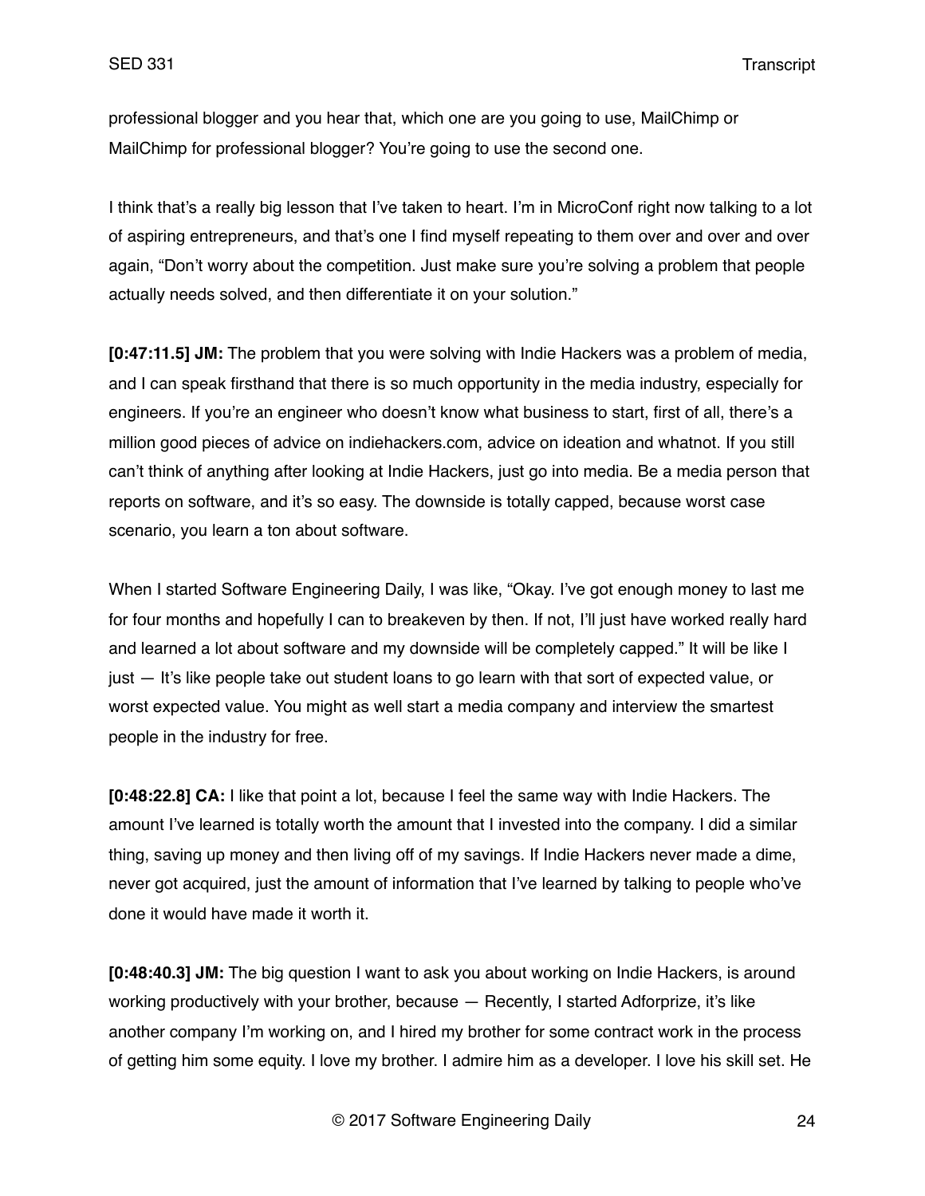professional blogger and you hear that, which one are you going to use, MailChimp or MailChimp for professional blogger? You're going to use the second one.

I think that's a really big lesson that I've taken to heart. I'm in MicroConf right now talking to a lot of aspiring entrepreneurs, and that's one I find myself repeating to them over and over and over again, "Don't worry about the competition. Just make sure you're solving a problem that people actually needs solved, and then differentiate it on your solution."

**[0:47:11.5] JM:** The problem that you were solving with Indie Hackers was a problem of media, and I can speak firsthand that there is so much opportunity in the media industry, especially for engineers. If you're an engineer who doesn't know what business to start, first of all, there's a million good pieces of advice on indiehackers.com, advice on ideation and whatnot. If you still can't think of anything after looking at Indie Hackers, just go into media. Be a media person that reports on software, and it's so easy. The downside is totally capped, because worst case scenario, you learn a ton about software.

When I started Software Engineering Daily, I was like, "Okay. I've got enough money to last me for four months and hopefully I can to breakeven by then. If not, I'll just have worked really hard and learned a lot about software and my downside will be completely capped." It will be like I just — It's like people take out student loans to go learn with that sort of expected value, or worst expected value. You might as well start a media company and interview the smartest people in the industry for free.

**[0:48:22.8] CA:** I like that point a lot, because I feel the same way with Indie Hackers. The amount I've learned is totally worth the amount that I invested into the company. I did a similar thing, saving up money and then living off of my savings. If Indie Hackers never made a dime, never got acquired, just the amount of information that I've learned by talking to people who've done it would have made it worth it.

**[0:48:40.3] JM:** The big question I want to ask you about working on Indie Hackers, is around working productively with your brother, because — Recently, I started Adforprize, it's like another company I'm working on, and I hired my brother for some contract work in the process of getting him some equity. I love my brother. I admire him as a developer. I love his skill set. He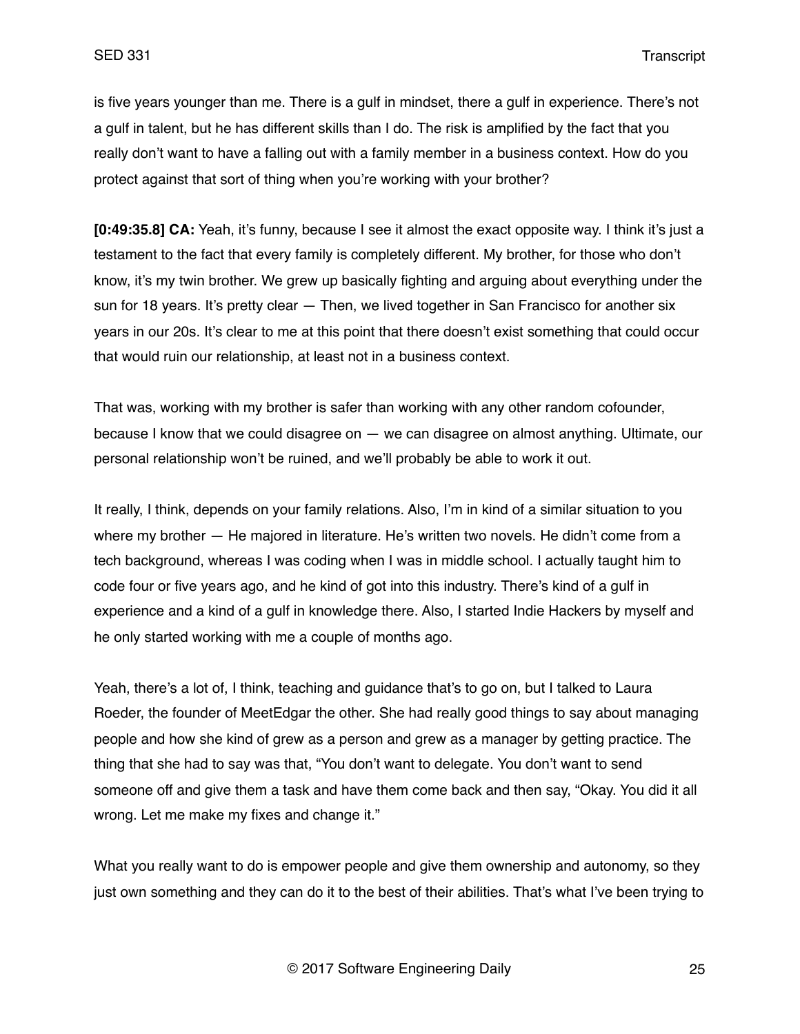is five years younger than me. There is a gulf in mindset, there a gulf in experience. There's not a gulf in talent, but he has different skills than I do. The risk is amplified by the fact that you really don't want to have a falling out with a family member in a business context. How do you protect against that sort of thing when you're working with your brother?

**[0:49:35.8] CA:** Yeah, it's funny, because I see it almost the exact opposite way. I think it's just a testament to the fact that every family is completely different. My brother, for those who don't know, it's my twin brother. We grew up basically fighting and arguing about everything under the sun for 18 years. It's pretty clear — Then, we lived together in San Francisco for another six years in our 20s. It's clear to me at this point that there doesn't exist something that could occur that would ruin our relationship, at least not in a business context.

That was, working with my brother is safer than working with any other random cofounder, because I know that we could disagree on — we can disagree on almost anything. Ultimate, our personal relationship won't be ruined, and we'll probably be able to work it out.

It really, I think, depends on your family relations. Also, I'm in kind of a similar situation to you where my brother — He majored in literature. He's written two novels. He didn't come from a tech background, whereas I was coding when I was in middle school. I actually taught him to code four or five years ago, and he kind of got into this industry. There's kind of a gulf in experience and a kind of a gulf in knowledge there. Also, I started Indie Hackers by myself and he only started working with me a couple of months ago.

Yeah, there's a lot of, I think, teaching and guidance that's to go on, but I talked to Laura Roeder, the founder of MeetEdgar the other. She had really good things to say about managing people and how she kind of grew as a person and grew as a manager by getting practice. The thing that she had to say was that, "You don't want to delegate. You don't want to send someone off and give them a task and have them come back and then say, "Okay. You did it all wrong. Let me make my fixes and change it."

What you really want to do is empower people and give them ownership and autonomy, so they just own something and they can do it to the best of their abilities. That's what I've been trying to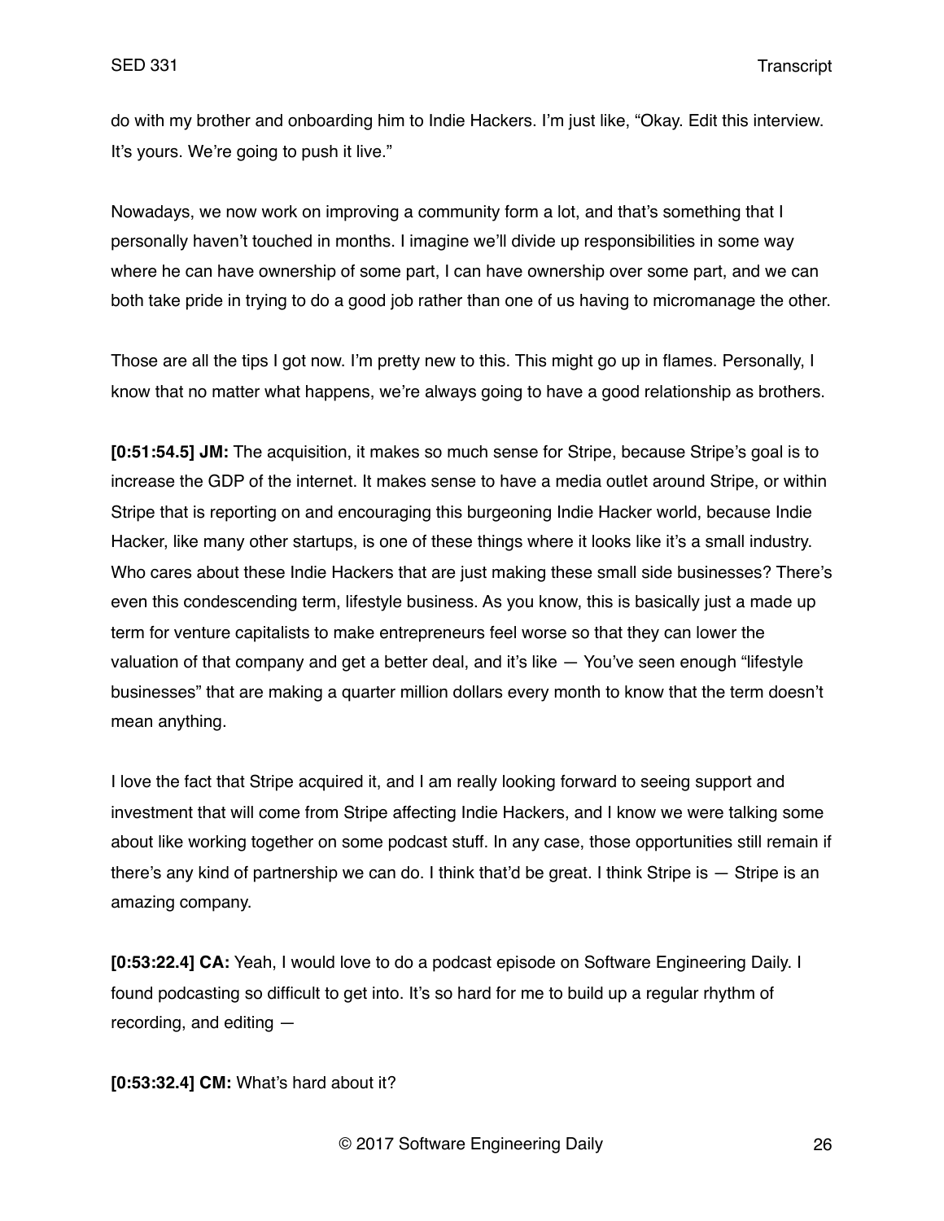do with my brother and onboarding him to Indie Hackers. I'm just like, "Okay. Edit this interview. It's yours. We're going to push it live."

Nowadays, we now work on improving a community form a lot, and that's something that I personally haven't touched in months. I imagine we'll divide up responsibilities in some way where he can have ownership of some part, I can have ownership over some part, and we can both take pride in trying to do a good job rather than one of us having to micromanage the other.

Those are all the tips I got now. I'm pretty new to this. This might go up in flames. Personally, I know that no matter what happens, we're always going to have a good relationship as brothers.

**[0:51:54.5] JM:** The acquisition, it makes so much sense for Stripe, because Stripe's goal is to increase the GDP of the internet. It makes sense to have a media outlet around Stripe, or within Stripe that is reporting on and encouraging this burgeoning Indie Hacker world, because Indie Hacker, like many other startups, is one of these things where it looks like it's a small industry. Who cares about these Indie Hackers that are just making these small side businesses? There's even this condescending term, lifestyle business. As you know, this is basically just a made up term for venture capitalists to make entrepreneurs feel worse so that they can lower the valuation of that company and get a better deal, and it's like — You've seen enough "lifestyle businesses" that are making a quarter million dollars every month to know that the term doesn't mean anything.

I love the fact that Stripe acquired it, and I am really looking forward to seeing support and investment that will come from Stripe affecting Indie Hackers, and I know we were talking some about like working together on some podcast stuff. In any case, those opportunities still remain if there's any kind of partnership we can do. I think that'd be great. I think Stripe is — Stripe is an amazing company.

**[0:53:22.4] CA:** Yeah, I would love to do a podcast episode on Software Engineering Daily. I found podcasting so difficult to get into. It's so hard for me to build up a regular rhythm of recording, and editing —

**[0:53:32.4] CM:** What's hard about it?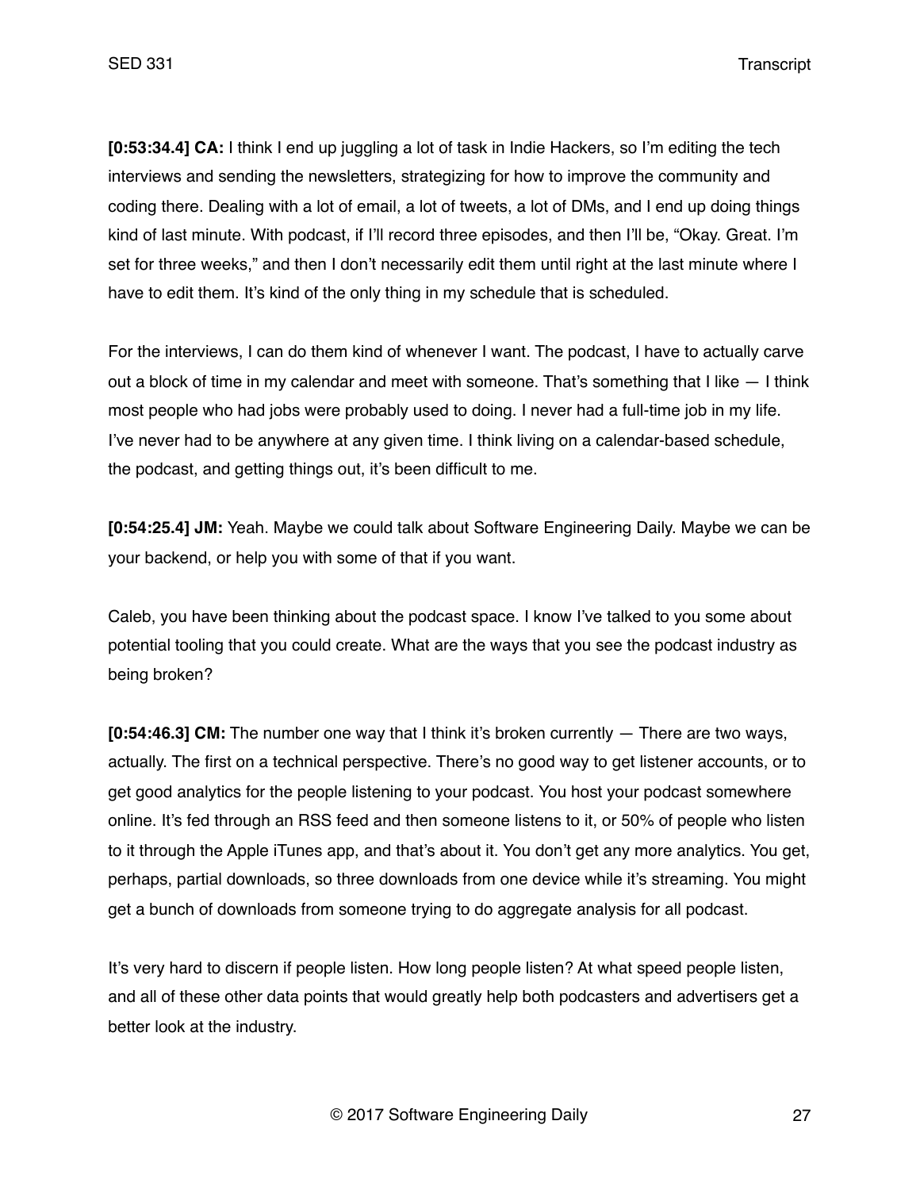**[0:53:34.4] CA:** I think I end up juggling a lot of task in Indie Hackers, so I'm editing the tech interviews and sending the newsletters, strategizing for how to improve the community and coding there. Dealing with a lot of email, a lot of tweets, a lot of DMs, and I end up doing things kind of last minute. With podcast, if I'll record three episodes, and then I'll be, "Okay. Great. I'm set for three weeks," and then I don't necessarily edit them until right at the last minute where I have to edit them. It's kind of the only thing in my schedule that is scheduled.

For the interviews, I can do them kind of whenever I want. The podcast, I have to actually carve out a block of time in my calendar and meet with someone. That's something that I like — I think most people who had jobs were probably used to doing. I never had a full-time job in my life. I've never had to be anywhere at any given time. I think living on a calendar-based schedule, the podcast, and getting things out, it's been difficult to me.

**[0:54:25.4] JM:** Yeah. Maybe we could talk about Software Engineering Daily. Maybe we can be your backend, or help you with some of that if you want.

Caleb, you have been thinking about the podcast space. I know I've talked to you some about potential tooling that you could create. What are the ways that you see the podcast industry as being broken?

**[0:54:46.3] CM:** The number one way that I think it's broken currently — There are two ways, actually. The first on a technical perspective. There's no good way to get listener accounts, or to get good analytics for the people listening to your podcast. You host your podcast somewhere online. It's fed through an RSS feed and then someone listens to it, or 50% of people who listen to it through the Apple iTunes app, and that's about it. You don't get any more analytics. You get, perhaps, partial downloads, so three downloads from one device while it's streaming. You might get a bunch of downloads from someone trying to do aggregate analysis for all podcast.

It's very hard to discern if people listen. How long people listen? At what speed people listen, and all of these other data points that would greatly help both podcasters and advertisers get a better look at the industry.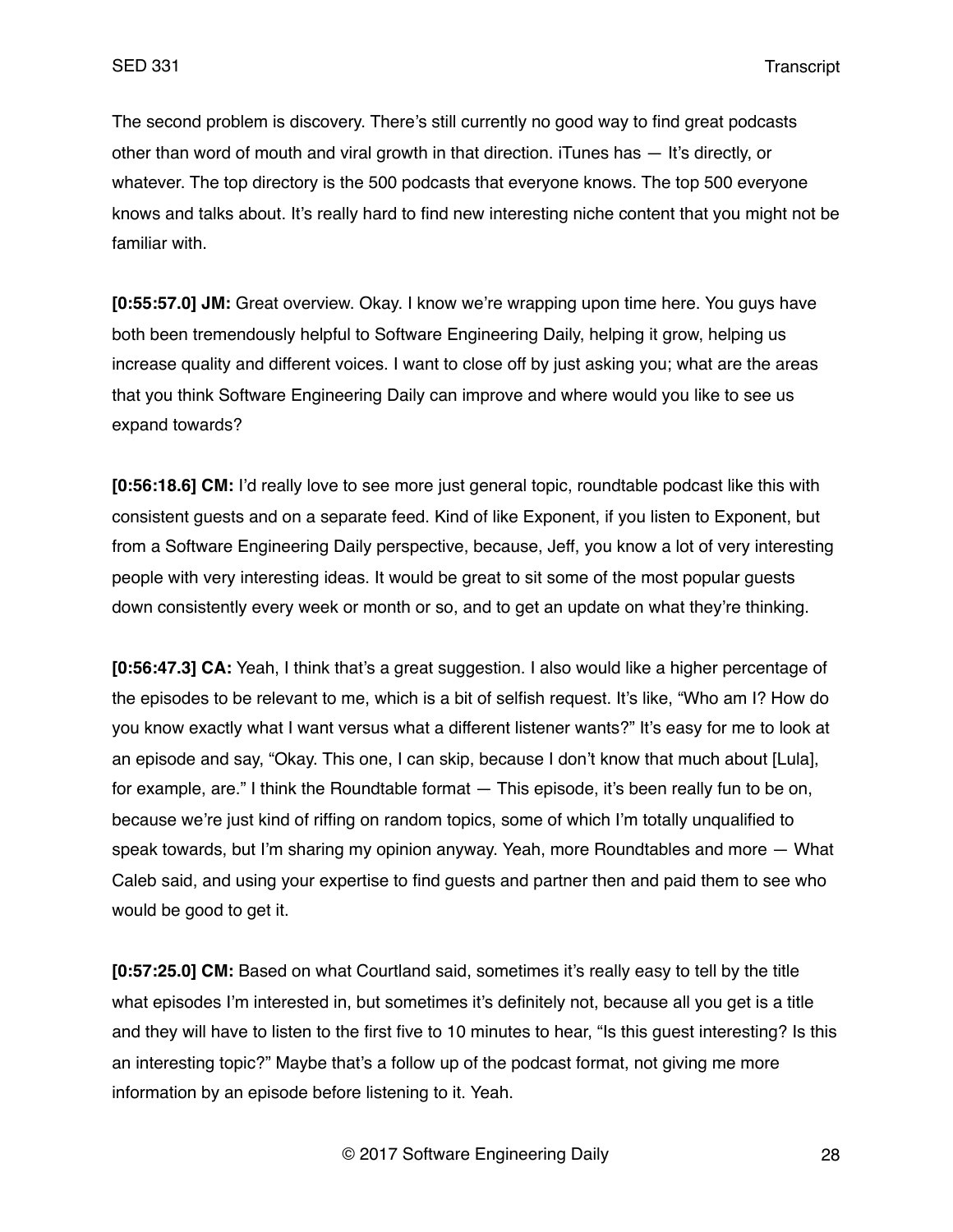The second problem is discovery. There's still currently no good way to find great podcasts other than word of mouth and viral growth in that direction. iTunes has — It's directly, or whatever. The top directory is the 500 podcasts that everyone knows. The top 500 everyone knows and talks about. It's really hard to find new interesting niche content that you might not be familiar with.

**[0:55:57.0] JM:** Great overview. Okay. I know we're wrapping upon time here. You guys have both been tremendously helpful to Software Engineering Daily, helping it grow, helping us increase quality and different voices. I want to close off by just asking you; what are the areas that you think Software Engineering Daily can improve and where would you like to see us expand towards?

**[0:56:18.6] CM:** I'd really love to see more just general topic, roundtable podcast like this with consistent guests and on a separate feed. Kind of like Exponent, if you listen to Exponent, but from a Software Engineering Daily perspective, because, Jeff, you know a lot of very interesting people with very interesting ideas. It would be great to sit some of the most popular guests down consistently every week or month or so, and to get an update on what they're thinking.

**[0:56:47.3] CA:** Yeah, I think that's a great suggestion. I also would like a higher percentage of the episodes to be relevant to me, which is a bit of selfish request. It's like, "Who am I? How do you know exactly what I want versus what a different listener wants?" It's easy for me to look at an episode and say, "Okay. This one, I can skip, because I don't know that much about [Lula], for example, are." I think the Roundtable format — This episode, it's been really fun to be on, because we're just kind of riffing on random topics, some of which I'm totally unqualified to speak towards, but I'm sharing my opinion anyway. Yeah, more Roundtables and more — What Caleb said, and using your expertise to find guests and partner then and paid them to see who would be good to get it.

**[0:57:25.0] CM:** Based on what Courtland said, sometimes it's really easy to tell by the title what episodes I'm interested in, but sometimes it's definitely not, because all you get is a title and they will have to listen to the first five to 10 minutes to hear, "Is this guest interesting? Is this an interesting topic?" Maybe that's a follow up of the podcast format, not giving me more information by an episode before listening to it. Yeah.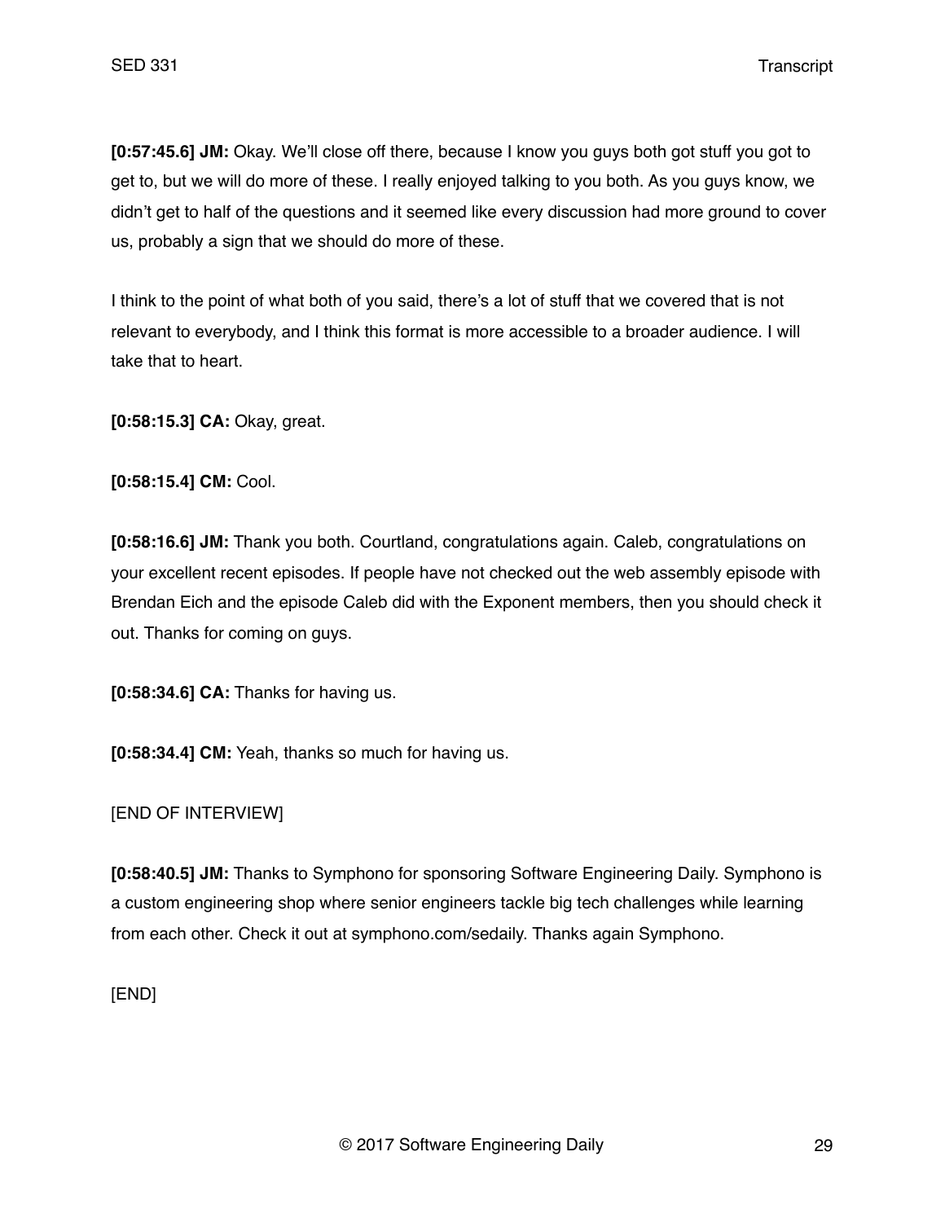**[0:57:45.6] JM:** Okay. We'll close off there, because I know you guys both got stuff you got to get to, but we will do more of these. I really enjoyed talking to you both. As you guys know, we didn't get to half of the questions and it seemed like every discussion had more ground to cover us, probably a sign that we should do more of these.

I think to the point of what both of you said, there's a lot of stuff that we covered that is not relevant to everybody, and I think this format is more accessible to a broader audience. I will take that to heart.

**[0:58:15.3] CA:** Okay, great.

**[0:58:15.4] CM:** Cool.

**[0:58:16.6] JM:** Thank you both. Courtland, congratulations again. Caleb, congratulations on your excellent recent episodes. If people have not checked out the web assembly episode with Brendan Eich and the episode Caleb did with the Exponent members, then you should check it out. Thanks for coming on guys.

**[0:58:34.6] CA:** Thanks for having us.

**[0:58:34.4] CM:** Yeah, thanks so much for having us.

[END OF INTERVIEW]

**[0:58:40.5] JM:** Thanks to Symphono for sponsoring Software Engineering Daily. Symphono is a custom engineering shop where senior engineers tackle big tech challenges while learning from each other. Check it out at symphono.com/sedaily. Thanks again Symphono.

[END]